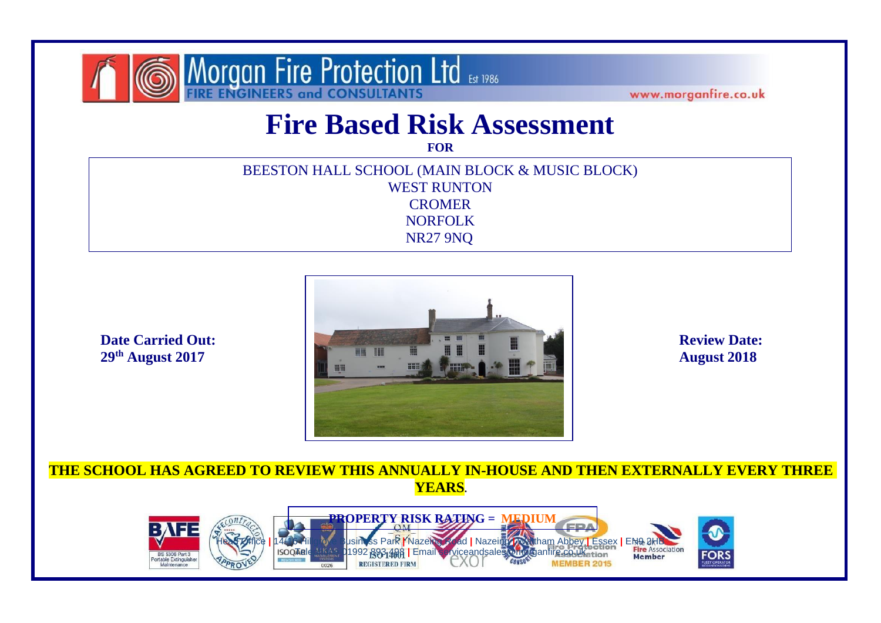Morgan Fire Protection Ltd Est 1986
FIRE ENGINEERS and CONSULTANTS
www.morganfire.co.uk

# Fire Based Risk Assessment

**FOR**

BEESTON HALL SCHOOL (MAIN BLOCK & MUSIC BLOCK)
WEST RUNTON
CROMER
NORFOLK
NR27 9NQ

**Date Carried Out:**
**29th August 2017**

**Review Date:**
**August 2018**

**THE SCHOOL HAS AGREED TO REVIEW THIS ANNUALLY IN-HOUSE AND THEN EXTERNALLY EVERY THREE YEARS.**

**PROPERTY RISK RATING = MEDIUM**

Head Office | 14-16 Hillgrove Business Park | Nazeing Road | Nazeing | Waltham Abbey | Essex | EN9 2HB
Tele: 01992 893 498 | Email serviceandsales@morganfire.co.uk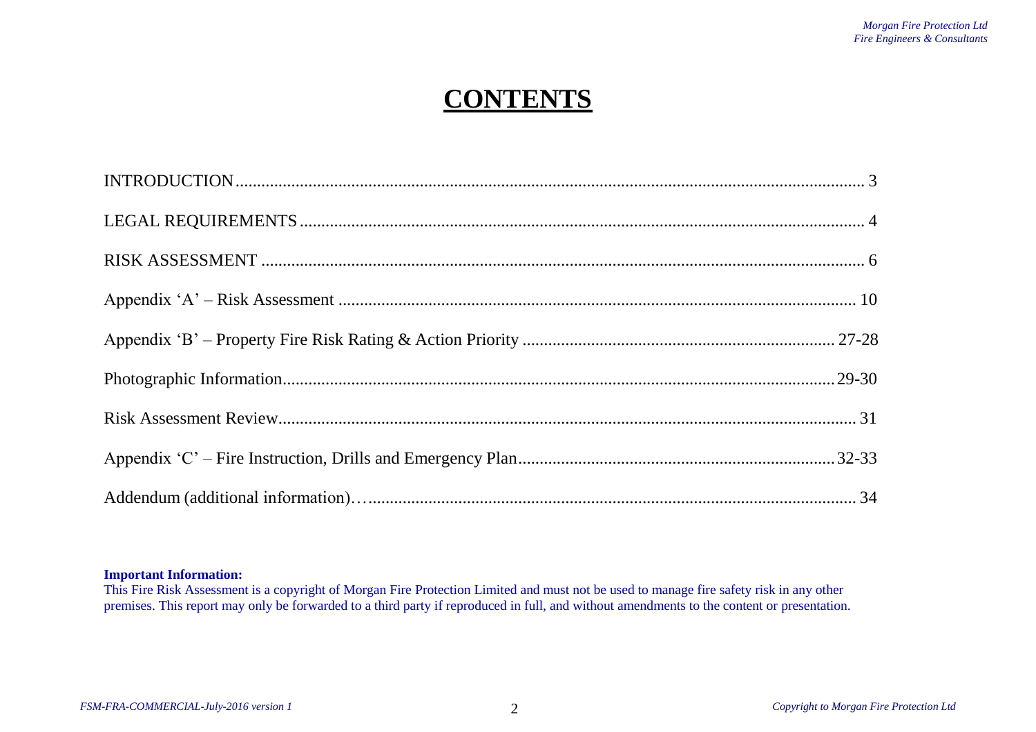# CONTENTS

| | |
|---|---|
| INTRODUCTION | 3 |
| LEGAL REQUIREMENTS | 4 |
| RISK ASSESSMENT | 6 |
| Appendix 'A' – Risk Assessment | 10 |
| Appendix 'B' – Property Fire Risk Rating & Action Priority | 27-28 |
| Photographic Information | 29-30 |
| Risk Assessment Review | 31 |
| Appendix 'C' – Fire Instruction, Drills and Emergency Plan | 32-33 |
| Addendum (additional information)… | 34 |

**Important Information:**
This Fire Risk Assessment is a copyright of Morgan Fire Protection Limited and must not be used to manage fire safety risk in any other premises. This report may only be forwarded to a third party if reproduced in full, and without amendments to the content or presentation.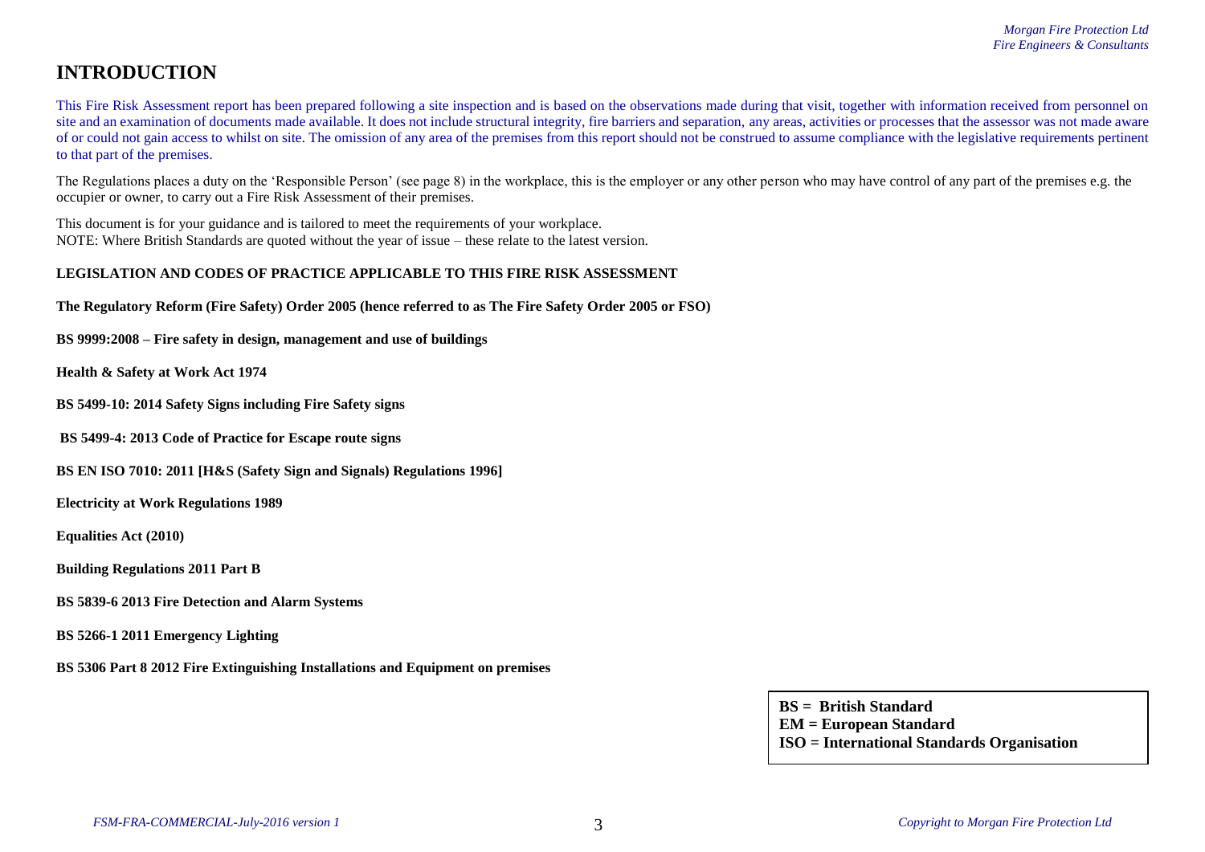# INTRODUCTION

This Fire Risk Assessment report has been prepared following a site inspection and is based on the observations made during that visit, together with information received from personnel on site and an examination of documents made available. It does not include structural integrity, fire barriers and separation, any areas, activities or processes that the assessor was not made aware of or could not gain access to whilst on site. The omission of any area of the premises from this report should not be construed to assume compliance with the legislative requirements pertinent to that part of the premises.

The Regulations places a duty on the 'Responsible Person' (see page 8) in the workplace, this is the employer or any other person who may have control of any part of the premises e.g. the occupier or owner, to carry out a Fire Risk Assessment of their premises.

This document is for your guidance and is tailored to meet the requirements of your workplace.
NOTE: Where British Standards are quoted without the year of issue – these relate to the latest version.

**LEGISLATION AND CODES OF PRACTICE APPLICABLE TO THIS FIRE RISK ASSESSMENT**

**The Regulatory Reform (Fire Safety) Order 2005 (hence referred to as The Fire Safety Order 2005 or FSO)**

**BS 9999:2008 – Fire safety in design, management and use of buildings**

**Health & Safety at Work Act 1974**

**BS 5499-10: 2014 Safety Signs including Fire Safety signs**

**BS 5499-4: 2013 Code of Practice for Escape route signs**

**BS EN ISO 7010: 2011 [H&S (Safety Sign and Signals) Regulations 1996]**

**Electricity at Work Regulations 1989**

**Equalities Act (2010)**

**Building Regulations 2011 Part B**

**BS 5839-6 2013 Fire Detection and Alarm Systems**

**BS 5266-1 2011 Emergency Lighting**

**BS 5306 Part 8 2012 Fire Extinguishing Installations and Equipment on premises**

**BS = British Standard**
**EM = European Standard**
**ISO = International Standards Organisation**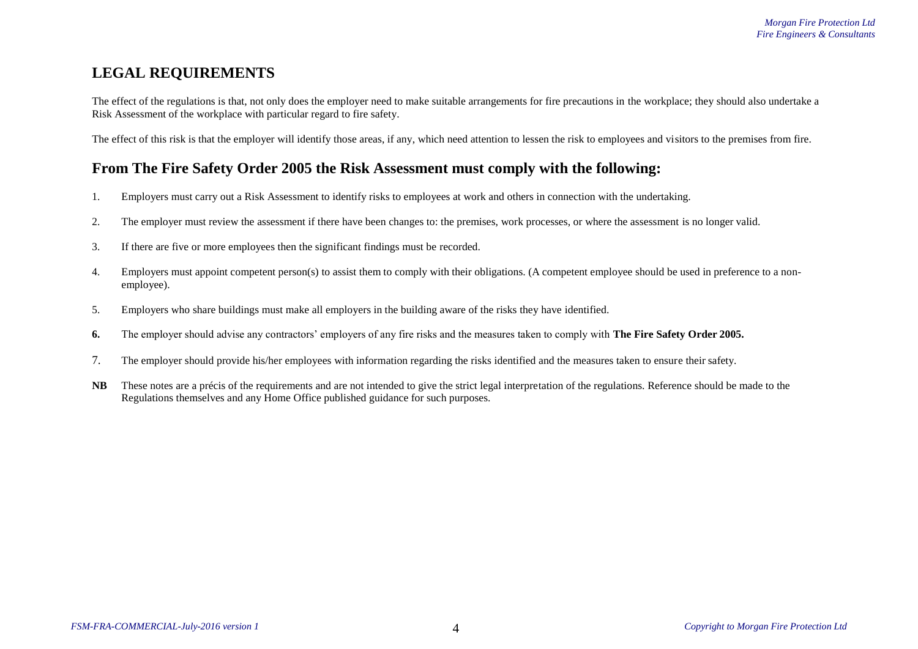## LEGAL REQUIREMENTS

The effect of the regulations is that, not only does the employer need to make suitable arrangements for fire precautions in the workplace; they should also undertake a Risk Assessment of the workplace with particular regard to fire safety.

The effect of this risk is that the employer will identify those areas, if any, which need attention to lessen the risk to employees and visitors to the premises from fire.

## From The Fire Safety Order 2005 the Risk Assessment must comply with the following:

1. Employers must carry out a Risk Assessment to identify risks to employees at work and others in connection with the undertaking.
2. The employer must review the assessment if there have been changes to: the premises, work processes, or where the assessment is no longer valid.
3. If there are five or more employees then the significant findings must be recorded.
4. Employers must appoint competent person(s) to assist them to comply with their obligations. (A competent employee should be used in preference to a non-employee).
5. Employers who share buildings must make all employers in the building aware of the risks they have identified.
6. The employer should advise any contractors' employers of any fire risks and the measures taken to comply with **The Fire Safety Order 2005.**
7. The employer should provide his/her employees with information regarding the risks identified and the measures taken to ensure their safety.

**NB** These notes are a précis of the requirements and are not intended to give the strict legal interpretation of the regulations. Reference should be made to the Regulations themselves and any Home Office published guidance for such purposes.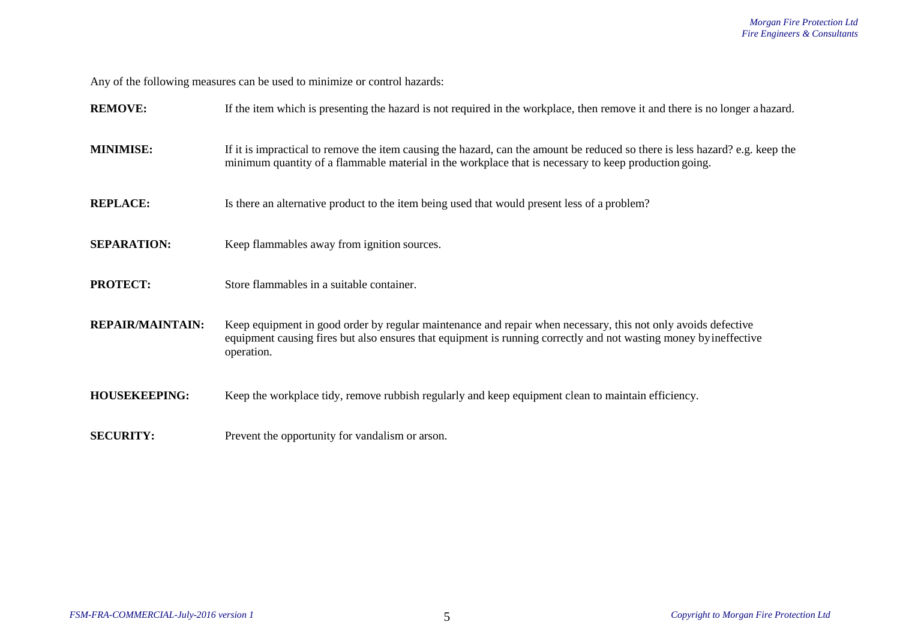Any of the following measures can be used to minimize or control hazards:

**REMOVE:** If the item which is presenting the hazard is not required in the workplace, then remove it and there is no longer a hazard.

**MINIMISE:** If it is impractical to remove the item causing the hazard, can the amount be reduced so there is less hazard? e.g. keep the minimum quantity of a flammable material in the workplace that is necessary to keep production going.

**REPLACE:** Is there an alternative product to the item being used that would present less of a problem?

**SEPARATION:** Keep flammables away from ignition sources.

**PROTECT:** Store flammables in a suitable container.

**REPAIR/MAINTAIN:** Keep equipment in good order by regular maintenance and repair when necessary, this not only avoids defective equipment causing fires but also ensures that equipment is running correctly and not wasting money by ineffective operation.

**HOUSEKEEPING:** Keep the workplace tidy, remove rubbish regularly and keep equipment clean to maintain efficiency.

**SECURITY:** Prevent the opportunity for vandalism or arson.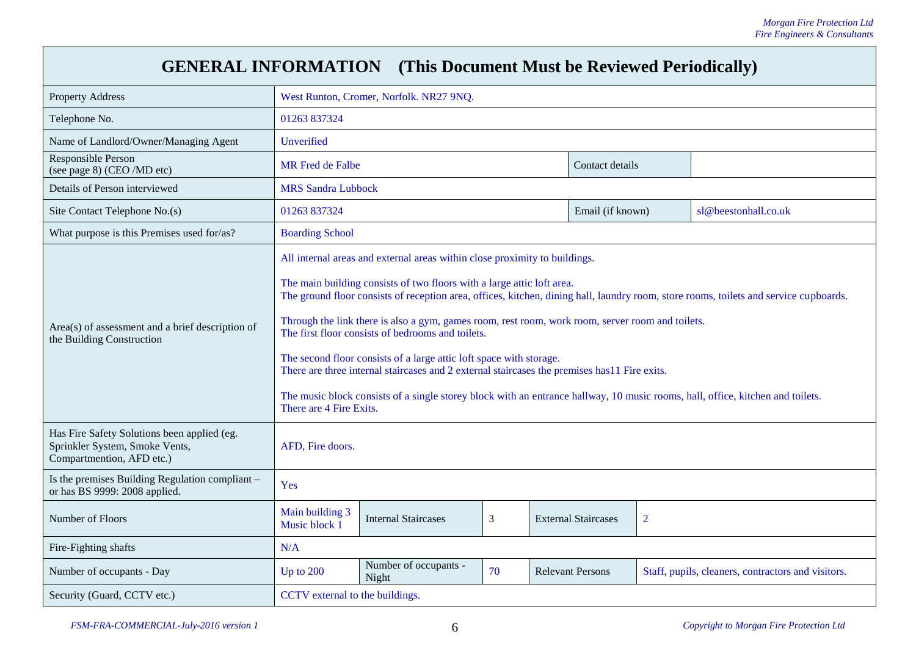# GENERAL INFORMATION (This Document Must be Reviewed Periodically)

| | | | | | |
|---|---|---|---|---|---|
| Property Address | West Runton, Cromer, Norfolk. NR27 9NQ. | | | | |
| Telephone No. | 01263 837324 | | | | |
| Name of Landlord/Owner/Managing Agent | Unverified | | | | |
| Responsible Person (see page 8) (CEO /MD etc) | MR Fred de Falbe | | | Contact details | |
| Details of Person interviewed | MRS Sandra Lubbock | | | | |
| Site Contact Telephone No.(s) | 01263 837324 | | | Email (if known) | sl@beestonhall.co.uk |
| What purpose is this Premises used for/as? | Boarding School | | | | |
| Area(s) of assessment and a brief description of the Building Construction | All internal areas and external areas within close proximity to buildings.<br><br>The main building consists of two floors with a large attic loft area.<br>The ground floor consists of reception area, offices, kitchen, dining hall, laundry room, store rooms, toilets and service cupboards.<br><br>Through the link there is also a gym, games room, rest room, work room, server room and toilets.<br>The first floor consists of bedrooms and toilets.<br><br>The second floor consists of a large attic loft space with storage.<br>There are three internal staircases and 2 external staircases the premises has11 Fire exits.<br><br>The music block consists of a single storey block with an entrance hallway, 10 music rooms, hall, office, kitchen and toilets.<br>There are 4 Fire Exits. | | | | |
| Has Fire Safety Solutions been applied (eg. Sprinkler System, Smoke Vents, Compartmention, AFD etc.) | AFD, Fire doors. | | | | |
| Is the premises Building Regulation compliant – or has BS 9999: 2008 applied. | Yes | | | | |
| Number of Floors | Main building 3<br>Music block 1 | Internal Staircases | 3 | External Staircases | 2 |
| Fire-Fighting shafts | N/A | | | | |
| Number of occupants - Day | Up to 200 | Number of occupants - Night | 70 | Relevant Persons | Staff, pupils, cleaners, contractors and visitors. |
| Security (Guard, CCTV etc.) | CCTV external to the buildings. | | | | |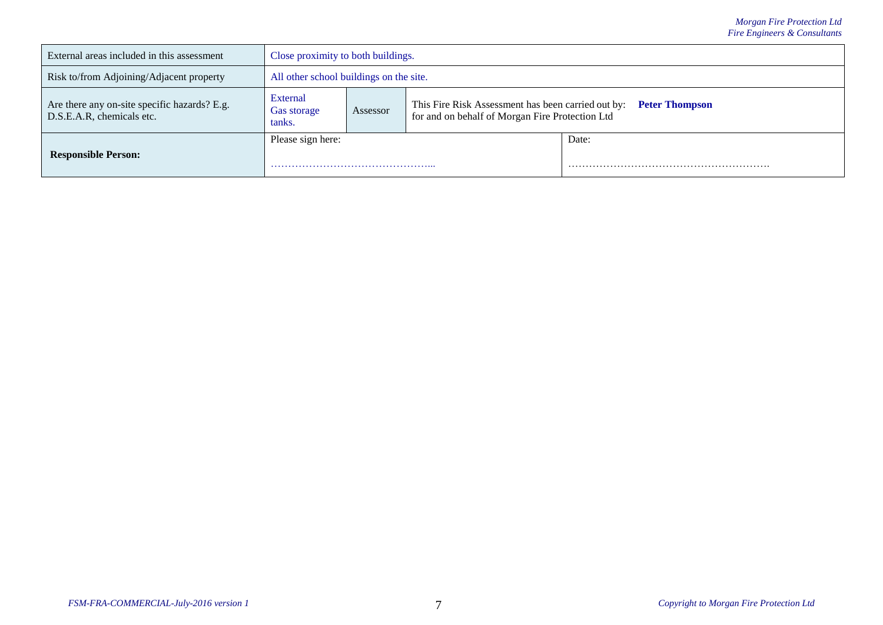| | | | | |
|---|---|---|---|---|
| External areas included in this assessment | Close proximity to both buildings. | | | |
| Risk to/from Adjoining/Adjacent property | All other school buildings on the site. | | | |
| Are there any on-site specific hazards? E.g. D.S.E.A.R, chemicals etc. | External Gas storage tanks. | Assessor | This Fire Risk Assessment has been carried out by: **Peter Thompson** for and on behalf of Morgan Fire Protection Ltd | |
| **Responsible Person:** | Please sign here: ……………………………………... | | | Date: …………………………………………………. |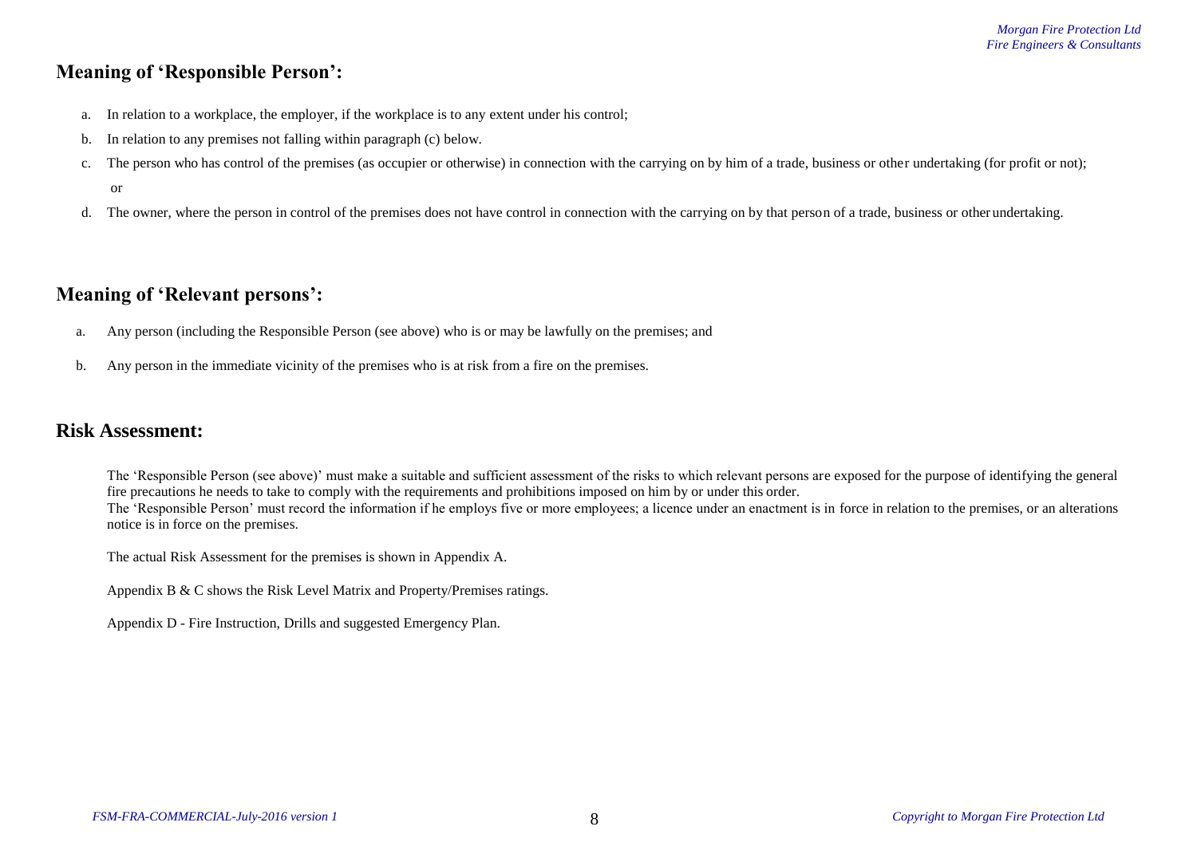## Meaning of 'Responsible Person':

a. In relation to a workplace, the employer, if the workplace is to any extent under his control;

b. In relation to any premises not falling within paragraph (c) below.

c. The person who has control of the premises (as occupier or otherwise) in connection with the carrying on by him of a trade, business or other undertaking (for profit or not);
   or

d. The owner, where the person in control of the premises does not have control in connection with the carrying on by that person of a trade, business or other undertaking.

## Meaning of 'Relevant persons':

a. Any person (including the Responsible Person (see above) who is or may be lawfully on the premises; and

b. Any person in the immediate vicinity of the premises who is at risk from a fire on the premises.

## Risk Assessment:

The 'Responsible Person (see above)' must make a suitable and sufficient assessment of the risks to which relevant persons are exposed for the purpose of identifying the general fire precautions he needs to take to comply with the requirements and prohibitions imposed on him by or under this order.
The 'Responsible Person' must record the information if he employs five or more employees; a licence under an enactment is in force in relation to the premises, or an alterations notice is in force on the premises.

The actual Risk Assessment for the premises is shown in Appendix A.

Appendix B & C shows the Risk Level Matrix and Property/Premises ratings.

Appendix D - Fire Instruction, Drills and suggested Emergency Plan.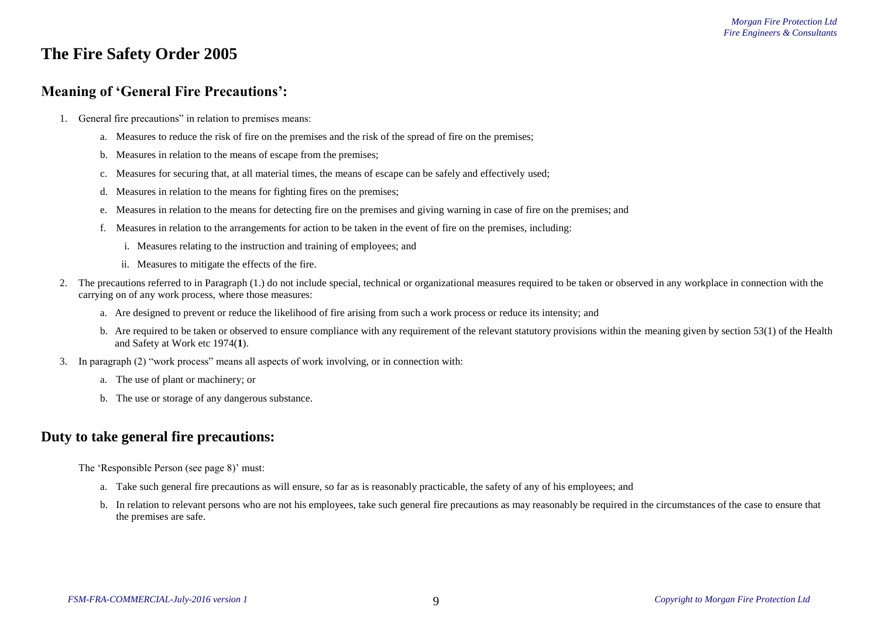# The Fire Safety Order 2005

## Meaning of 'General Fire Precautions':

1. General fire precautions" in relation to premises means:
   a. Measures to reduce the risk of fire on the premises and the risk of the spread of fire on the premises;
   b. Measures in relation to the means of escape from the premises;
   c. Measures for securing that, at all material times, the means of escape can be safely and effectively used;
   d. Measures in relation to the means for fighting fires on the premises;
   e. Measures in relation to the means for detecting fire on the premises and giving warning in case of fire on the premises; and
   f. Measures in relation to the arrangements for action to be taken in the event of fire on the premises, including:
      i. Measures relating to the instruction and training of employees; and
      ii. Measures to mitigate the effects of the fire.
2. The precautions referred to in Paragraph (1.) do not include special, technical or organizational measures required to be taken or observed in any workplace in connection with the carrying on of any work process, where those measures:
   a. Are designed to prevent or reduce the likelihood of fire arising from such a work process or reduce its intensity; and
   b. Are required to be taken or observed to ensure compliance with any requirement of the relevant statutory provisions within the meaning given by section 53(1) of the Health and Safety at Work etc 1974(**1**).
3. In paragraph (2) "work process" means all aspects of work involving, or in connection with:
   a. The use of plant or machinery; or
   b. The use or storage of any dangerous substance.

## Duty to take general fire precautions:

The 'Responsible Person (see page 8)' must:

a. Take such general fire precautions as will ensure, so far as is reasonably practicable, the safety of any of his employees; and
b. In relation to relevant persons who are not his employees, take such general fire precautions as may reasonably be required in the circumstances of the case to ensure that the premises are safe.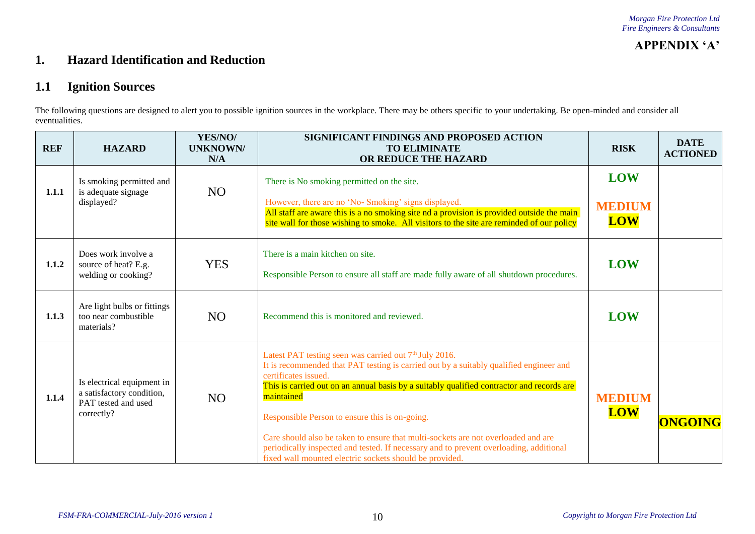**APPENDIX 'A'**

# 1. Hazard Identification and Reduction

## 1.1 Ignition Sources

The following questions are designed to alert you to possible ignition sources in the workplace. There may be others specific to your undertaking. Be open-minded and consider all eventualities.

| REF | HAZARD | YES/NO/ UNKNOWN/ N/A | SIGNIFICANT FINDINGS AND PROPOSED ACTION TO ELIMINATE OR REDUCE THE HAZARD | RISK | DATE ACTIONED |
|---|---|---|---|---|---|
| 1.1.1 | Is smoking permitted and is adequate signage displayed? | NO | There is No smoking permitted on the site.<br><br>However, there are no 'No- Smoking' signs displayed.<br>All staff are aware this is a no smoking site nd a provision is provided outside the main site wall for those wishing to smoke. All visitors to the site are reminded of our policy | LOW<br><br>MEDIUM<br>LOW | |
| 1.1.2 | Does work involve a source of heat? E.g. welding or cooking? | YES | There is a main kitchen on site.<br><br>Responsible Person to ensure all staff are made fully aware of all shutdown procedures. | LOW | |
| 1.1.3 | Are light bulbs or fittings too near combustible materials? | NO | Recommend this is monitored and reviewed. | LOW | |
| 1.1.4 | Is electrical equipment in a satisfactory condition, PAT tested and used correctly? | NO | Latest PAT testing seen was carried out 7th July 2016.<br>It is recommended that PAT testing is carried out by a suitably qualified engineer and certificates issued.<br>This is carried out on an annual basis by a suitably qualified contractor and records are maintained<br><br>Responsible Person to ensure this is on-going.<br><br>Care should also be taken to ensure that multi-sockets are not overloaded and are periodically inspected and tested. If necessary and to prevent overloading, additional fixed wall mounted electric sockets should be provided. | MEDIUM<br>LOW | ONGOING |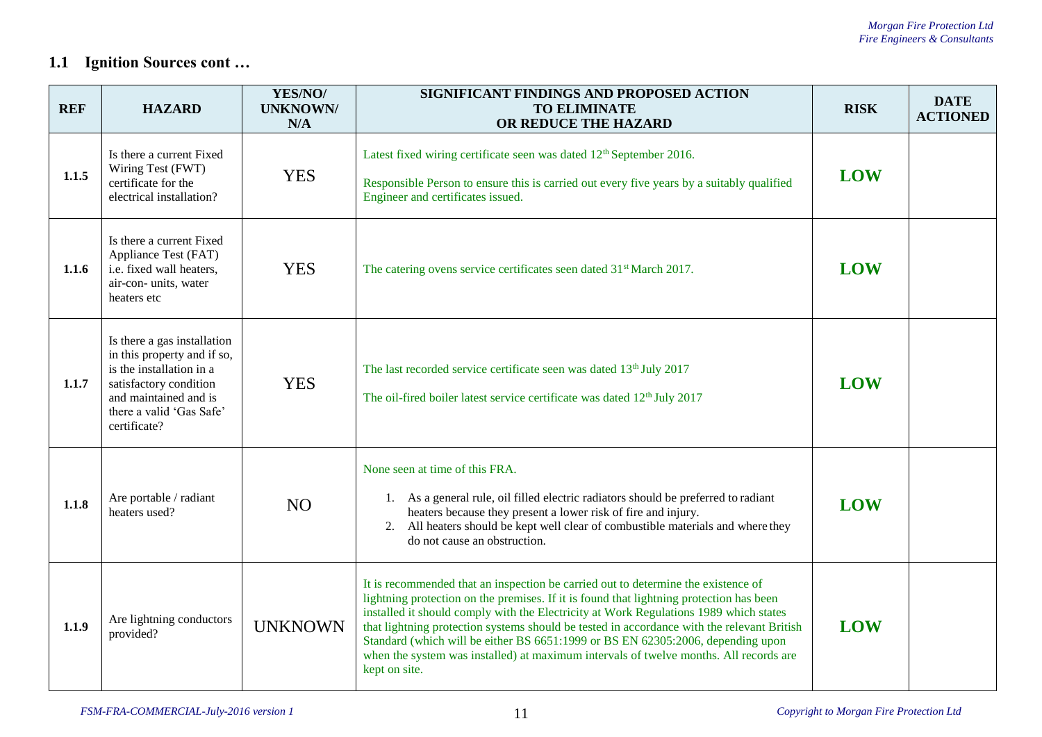## 1.1 Ignition Sources cont …

| REF | HAZARD | YES/NO/ UNKNOWN/ N/A | SIGNIFICANT FINDINGS AND PROPOSED ACTION TO ELIMINATE OR REDUCE THE HAZARD | RISK | DATE ACTIONED |
|---|---|---|---|---|---|
| 1.1.5 | Is there a current Fixed Wiring Test (FWT) certificate for the electrical installation? | YES | Latest fixed wiring certificate seen was dated 12th September 2016.<br><br>Responsible Person to ensure this is carried out every five years by a suitably qualified Engineer and certificates issued. | **LOW** | |
| 1.1.6 | Is there a current Fixed Appliance Test (FAT) i.e. fixed wall heaters, air-con- units, water heaters etc | YES | The catering ovens service certificates seen dated 31st March 2017. | **LOW** | |
| 1.1.7 | Is there a gas installation in this property and if so, is the installation in a satisfactory condition and maintained and is there a valid 'Gas Safe' certificate? | YES | The last recorded service certificate seen was dated 13th July 2017<br><br>The oil-fired boiler latest service certificate was dated 12th July 2017 | **LOW** | |
| 1.1.8 | Are portable / radiant heaters used? | NO | None seen at time of this FRA.<br><br>1. As a general rule, oil filled electric radiators should be preferred to radiant heaters because they present a lower risk of fire and injury.<br>2. All heaters should be kept well clear of combustible materials and where they do not cause an obstruction. | **LOW** | |
| 1.1.9 | Are lightning conductors provided? | UNKNOWN | It is recommended that an inspection be carried out to determine the existence of lightning protection on the premises. If it is found that lightning protection has been installed it should comply with the Electricity at Work Regulations 1989 which states that lightning protection systems should be tested in accordance with the relevant British Standard (which will be either BS 6651:1999 or BS EN 62305:2006, depending upon when the system was installed) at maximum intervals of twelve months. All records are kept on site. | **LOW** | |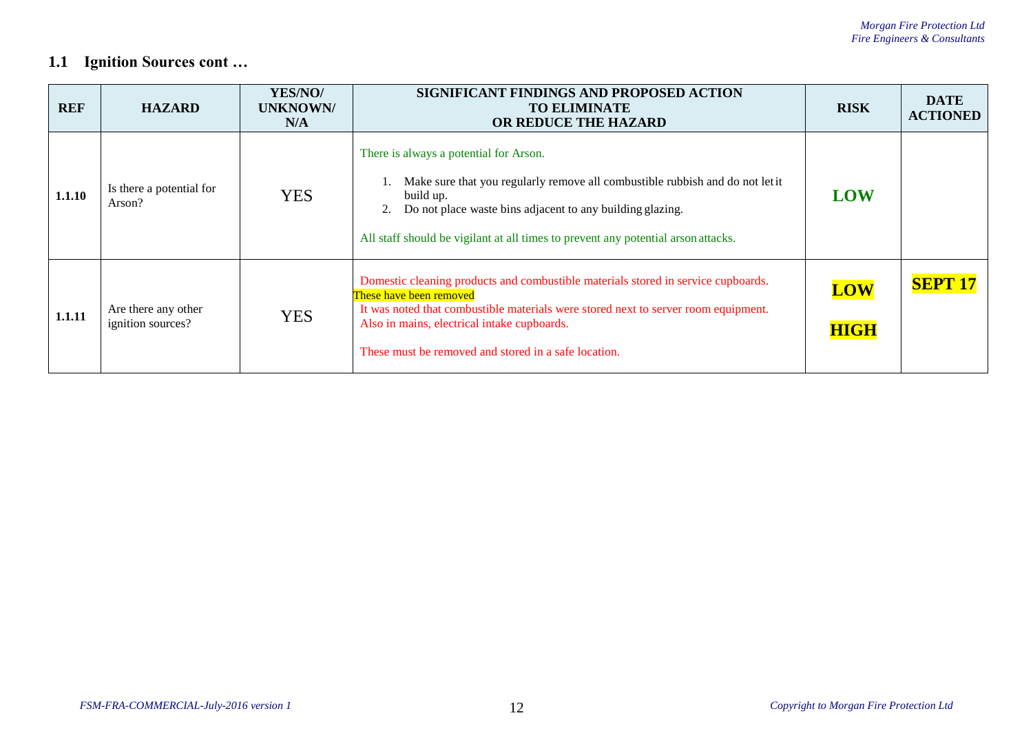## 1.1 Ignition Sources cont …

| REF | HAZARD | YES/NO/ UNKNOWN/ N/A | SIGNIFICANT FINDINGS AND PROPOSED ACTION TO ELIMINATE OR REDUCE THE HAZARD | RISK | DATE ACTIONED |
|---|---|---|---|---|---|
| **1.1.10** | Is there a potential for Arson? | YES | There is always a potential for Arson.<br>1. Make sure that you regularly remove all combustible rubbish and do not let it build up.<br>2. Do not place waste bins adjacent to any building glazing.<br>All staff should be vigilant at all times to prevent any potential arson attacks. | **LOW** | |
| **1.1.11** | Are there any other ignition sources? | YES | Domestic cleaning products and combustible materials stored in service cupboards.<br>These have been removed<br>It was noted that combustible materials were stored next to server room equipment. Also in mains, electrical intake cupboards.<br>These must be removed and stored in a safe location. | **LOW**<br>**HIGH** | **SEPT 17** |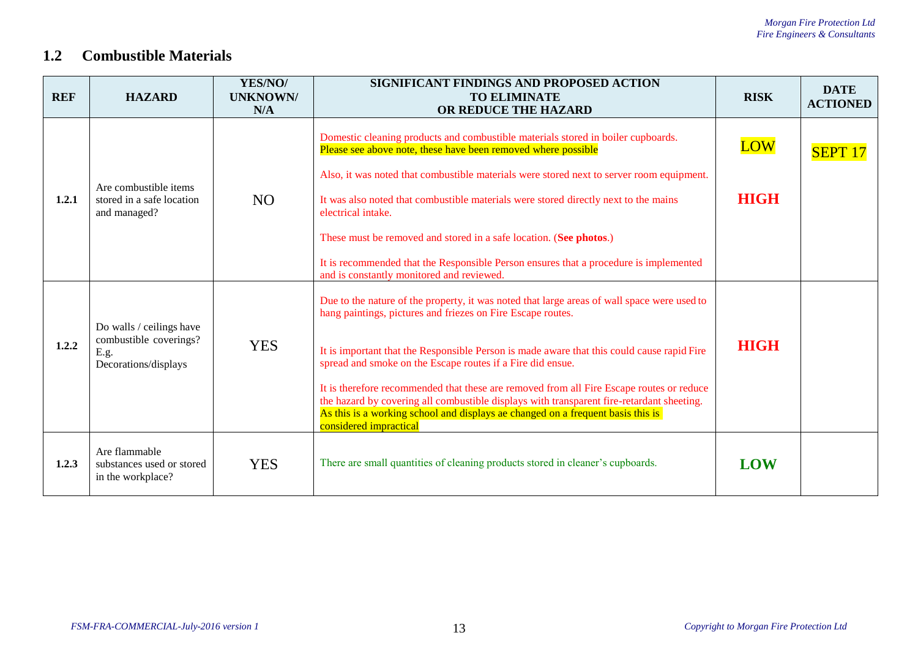## 1.2 Combustible Materials

| REF | HAZARD | YES/NO/ UNKNOWN/ N/A | SIGNIFICANT FINDINGS AND PROPOSED ACTION TO ELIMINATE OR REDUCE THE HAZARD | RISK | DATE ACTIONED |
|---|---|---|---|---|---|
| **1.2.1** | Are combustible items stored in a safe location and managed? | NO | Domestic cleaning products and combustible materials stored in boiler cupboards. Please see above note, these have been removed where possible<br><br>Also, it was noted that combustible materials were stored next to server room equipment.<br><br>It was also noted that combustible materials were stored directly next to the mains electrical intake.<br><br>These must be removed and stored in a safe location. (**See photos**.)<br><br>It is recommended that the Responsible Person ensures that a procedure is implemented and is constantly monitored and reviewed. | LOW<br><br>**HIGH** | SEPT 17 |
| **1.2.2** | Do walls / ceilings have combustible coverings? E.g. Decorations/displays | YES | Due to the nature of the property, it was noted that large areas of wall space were used to hang paintings, pictures and friezes on Fire Escape routes.<br><br>It is important that the Responsible Person is made aware that this could cause rapid Fire spread and smoke on the Escape routes if a Fire did ensue.<br><br>It is therefore recommended that these are removed from all Fire Escape routes or reduce the hazard by covering all combustible displays with transparent fire-retardant sheeting. As this is a working school and displays ae changed on a frequent basis this is considered impractical | **HIGH** | |
| **1.2.3** | Are flammable substances used or stored in the workplace? | YES | There are small quantities of cleaning products stored in cleaner's cupboards. | **LOW** | |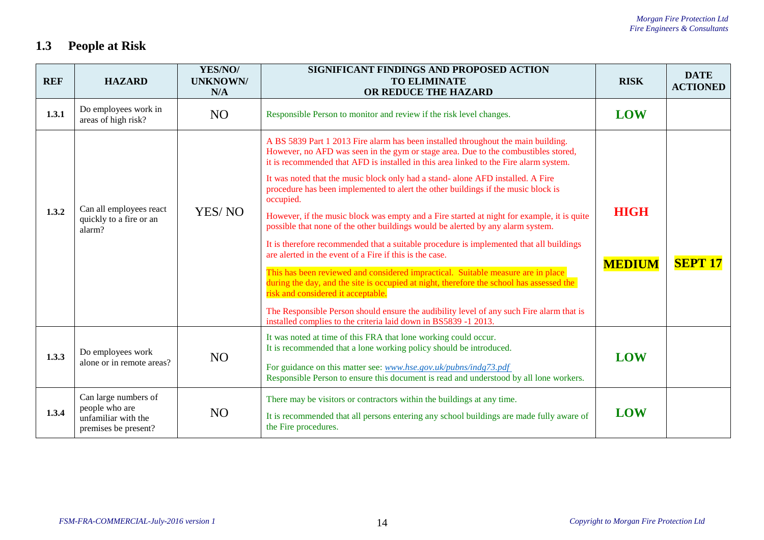## 1.3 People at Risk

| REF | HAZARD | YES/NO/ UNKNOWN/ N/A | SIGNIFICANT FINDINGS AND PROPOSED ACTION TO ELIMINATE OR REDUCE THE HAZARD | RISK | DATE ACTIONED |
|---|---|---|---|---|---|
| **1.3.1** | Do employees work in areas of high risk? | NO | Responsible Person to monitor and review if the risk level changes. | **LOW** | |
| **1.3.2** | Can all employees react quickly to a fire or an alarm? | YES/ NO | A BS 5839 Part 1 2013 Fire alarm has been installed throughout the main building. However, no AFD was seen in the gym or stage area. Due to the combustibles stored, it is recommended that AFD is installed in this area linked to the Fire alarm system.<br><br>It was noted that the music block only had a stand- alone AFD installed. A Fire procedure has been implemented to alert the other buildings if the music block is occupied.<br><br>However, if the music block was empty and a Fire started at night for example, it is quite possible that none of the other buildings would be alerted by any alarm system.<br><br>It is therefore recommended that a suitable procedure is implemented that all buildings are alerted in the event of a Fire if this is the case.<br><br>This has been reviewed and considered impractical. Suitable measure are in place during the day, and the site is occupied at night, therefore the school has assessed the risk and considered it acceptable.<br><br>The Responsible Person should ensure the audibility level of any such Fire alarm that is installed complies to the criteria laid down in BS5839 -1 2013. | **HIGH**<br><br>**MEDIUM** | **SEPT 17** |
| **1.3.3** | Do employees work alone or in remote areas? | NO | It was noted at time of this FRA that lone working could occur.<br>It is recommended that a lone working policy should be introduced.<br><br>For guidance on this matter see: *www.hse.gov.uk/pubns/indg73.pdf*<br>Responsible Person to ensure this document is read and understood by all lone workers. | **LOW** | |
| **1.3.4** | Can large numbers of people who are unfamiliar with the premises be present? | NO | There may be visitors or contractors within the buildings at any time.<br><br>It is recommended that all persons entering any school buildings are made fully aware of the Fire procedures. | **LOW** | |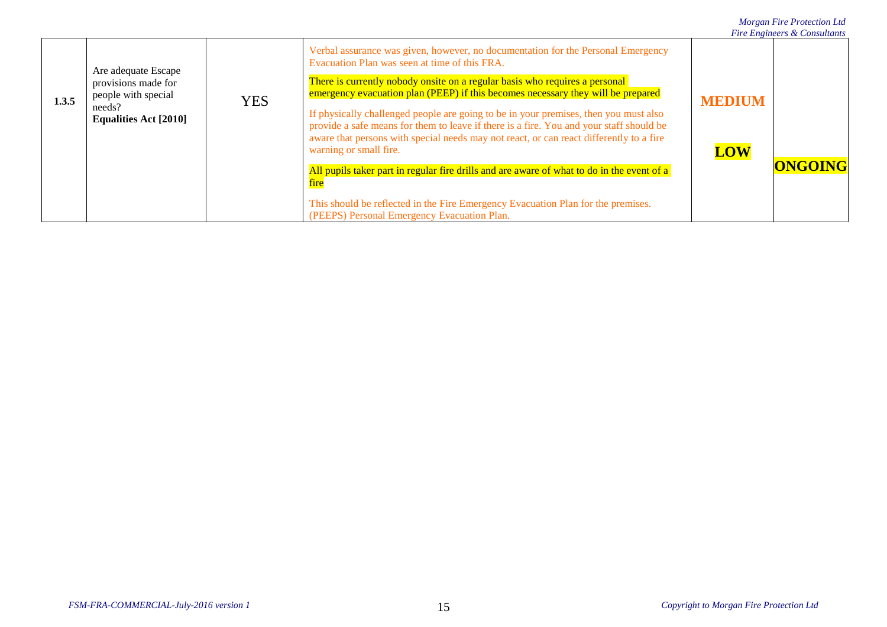| 1.3.5 | Are adequate Escape provisions made for people with special needs? **Equalities Act [2010]** | YES | Verbal assurance was given, however, no documentation for the Personal Emergency Evacuation Plan was seen at time of this FRA.<br><br>There is currently nobody onsite on a regular basis who requires a personal emergency evacuation plan (PEEP) if this becomes necessary they will be prepared<br><br>If physically challenged people are going to be in your premises, then you must also provide a safe means for them to leave if there is a fire. You and your staff should be aware that persons with special needs may not react, or can react differently to a fire warning or small fire.<br><br>All pupils taker part in regular fire drills and are aware of what to do in the event of a fire<br><br>This should be reflected in the Fire Emergency Evacuation Plan for the premises. (PEEPS) Personal Emergency Evacuation Plan. | **MEDIUM**<br><br>**LOW** | **ONGOING** |
|---|---|---|---|---|---|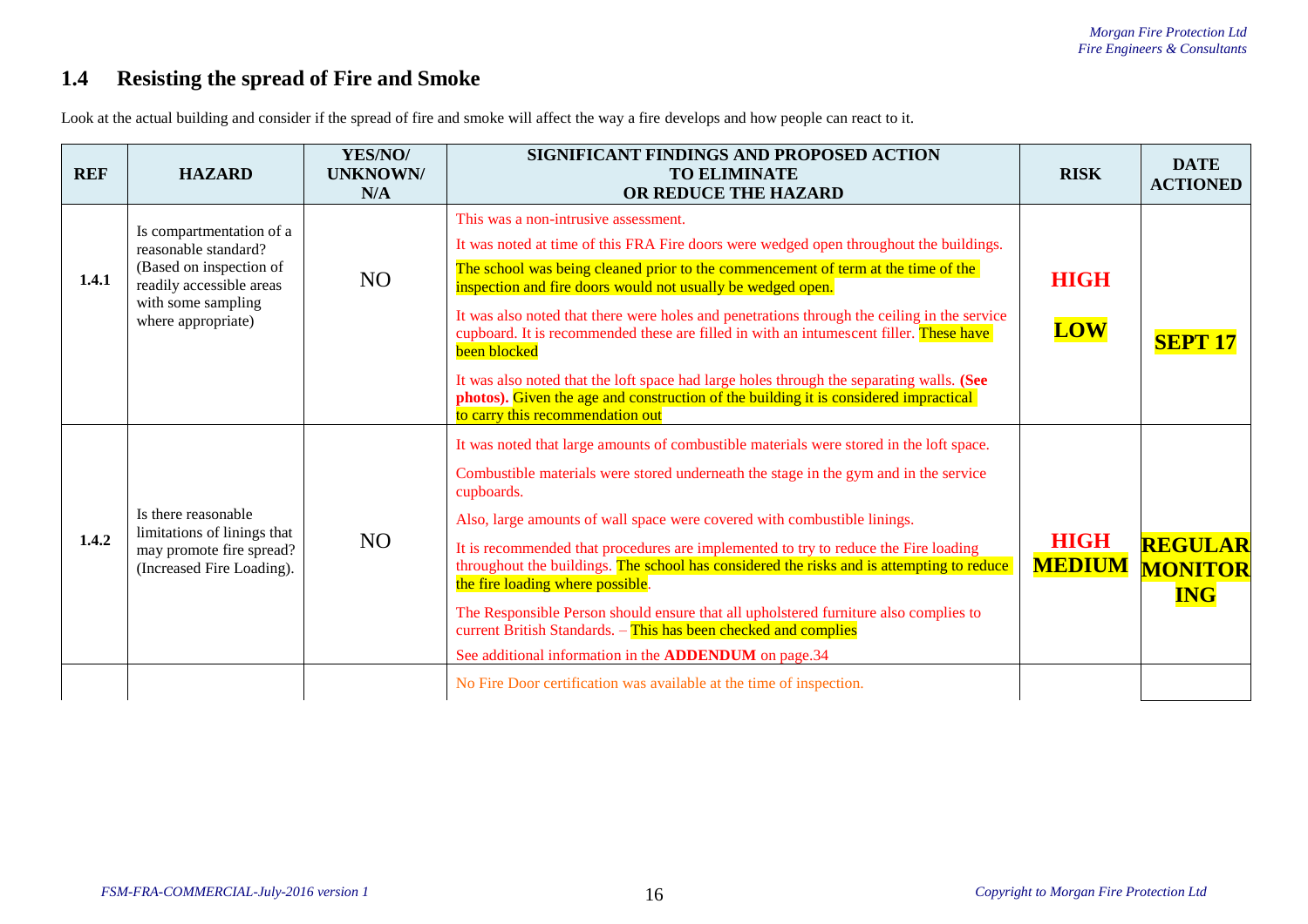## 1.4 Resisting the spread of Fire and Smoke

Look at the actual building and consider if the spread of fire and smoke will affect the way a fire develops and how people can react to it.

| REF | HAZARD | YES/NO/ UNKNOWN/ N/A | SIGNIFICANT FINDINGS AND PROPOSED ACTION TO ELIMINATE OR REDUCE THE HAZARD | RISK | DATE ACTIONED |
|---|---|---|---|---|---|
| 1.4.1 | Is compartmentation of a reasonable standard? (Based on inspection of readily accessible areas with some sampling where appropriate) | NO | This was a non-intrusive assessment.<br>It was noted at time of this FRA Fire doors were wedged open throughout the buildings.<br>The school was being cleaned prior to the commencement of term at the time of the inspection and fire doors would not usually be wedged open.<br>It was also noted that there were holes and penetrations through the ceiling in the service cupboard. It is recommended these are filled in with an intumescent filler. These have been blocked<br>It was also noted that the loft space had large holes through the separating walls. **(See photos).** Given the age and construction of the building it is considered impractical to carry this recommendation out | **HIGH**<br>**LOW** | **SEPT 17** |
| 1.4.2 | Is there reasonable limitations of linings that may promote fire spread? (Increased Fire Loading). | NO | It was noted that large amounts of combustible materials were stored in the loft space.<br>Combustible materials were stored underneath the stage in the gym and in the service cupboards.<br>Also, large amounts of wall space were covered with combustible linings.<br>It is recommended that procedures are implemented to try to reduce the Fire loading throughout the buildings. The school has considered the risks and is attempting to reduce the fire loading where possible.<br>The Responsible Person should ensure that all upholstered furniture also complies to current British Standards. – This has been checked and complies<br>See additional information in the **ADDENDUM** on page.34 | **HIGH**<br>**MEDIUM** | **REGULAR MONITORING** |
| | | | No Fire Door certification was available at the time of inspection. | | |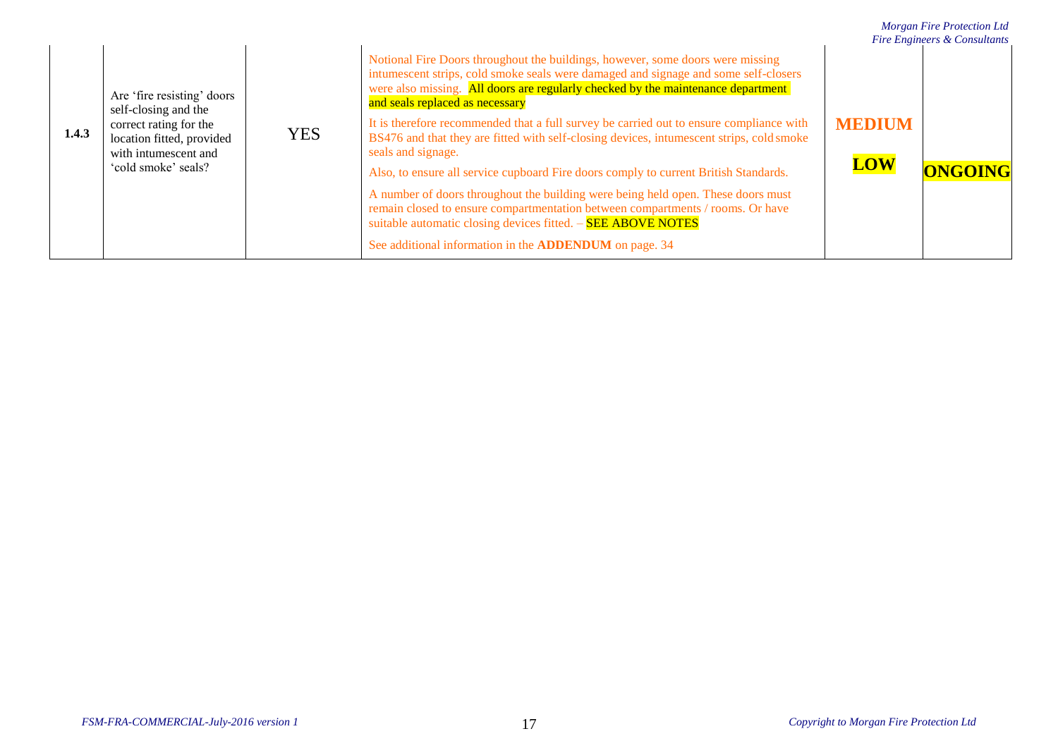| 1.4.3 | Are 'fire resisting' doors self-closing and the correct rating for the location fitted, provided with intumescent and 'cold smoke' seals? | YES | Notional Fire Doors throughout the buildings, however, some doors were missing intumescent strips, cold smoke seals were damaged and signage and some self-closers were also missing. All doors are regularly checked by the maintenance department and seals replaced as necessary<br><br>It is therefore recommended that a full survey be carried out to ensure compliance with BS476 and that they are fitted with self-closing devices, intumescent strips, cold smoke seals and signage.<br><br>Also, to ensure all service cupboard Fire doors comply to current British Standards.<br><br>A number of doors throughout the building were being held open. These doors must remain closed to ensure compartmentation between compartments / rooms. Or have suitable automatic closing devices fitted. – **SEE ABOVE NOTES**<br><br>See additional information in the **ADDENDUM** on page. 34 | **MEDIUM**<br><br>**LOW** | **ONGOING** |
|---|---|---|---|---|---|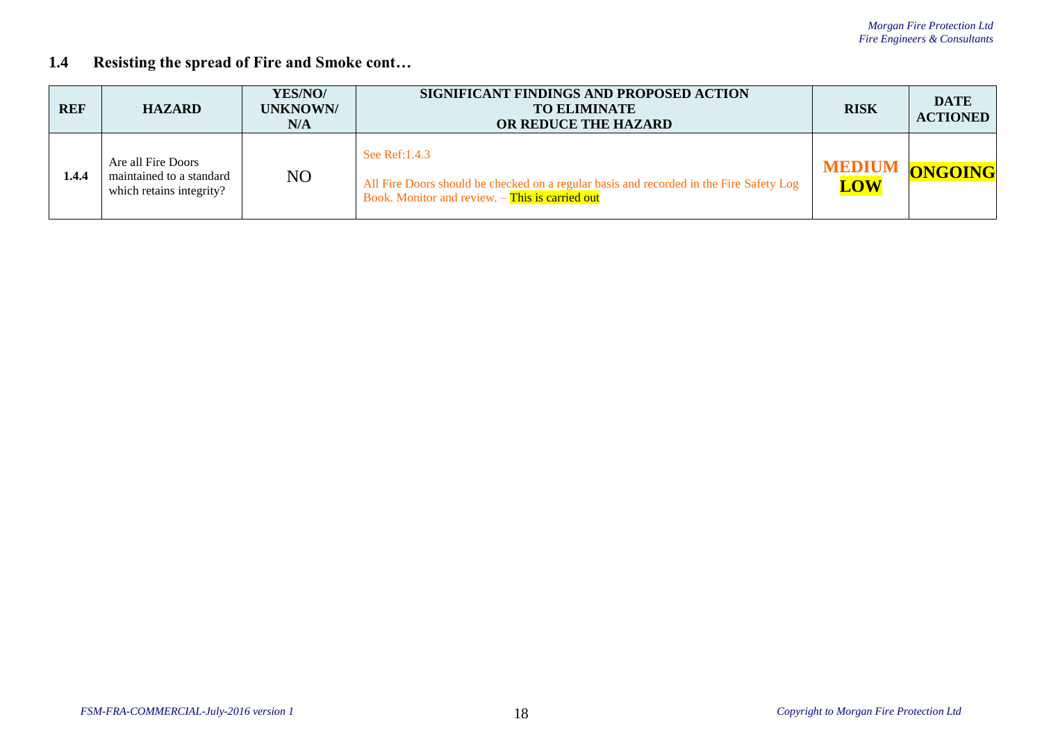## 1.4 Resisting the spread of Fire and Smoke cont…

| REF | HAZARD | YES/NO/ UNKNOWN/ N/A | SIGNIFICANT FINDINGS AND PROPOSED ACTION TO ELIMINATE OR REDUCE THE HAZARD | RISK | DATE ACTIONED |
|---|---|---|---|---|---|
| **1.4.4** | Are all Fire Doors maintained to a standard which retains integrity? | NO | See Ref:1.4.3<br><br>All Fire Doors should be checked on a regular basis and recorded in the Fire Safety Log Book. Monitor and review. – This is carried out | **MEDIUM** **LOW** | **ONGOING** |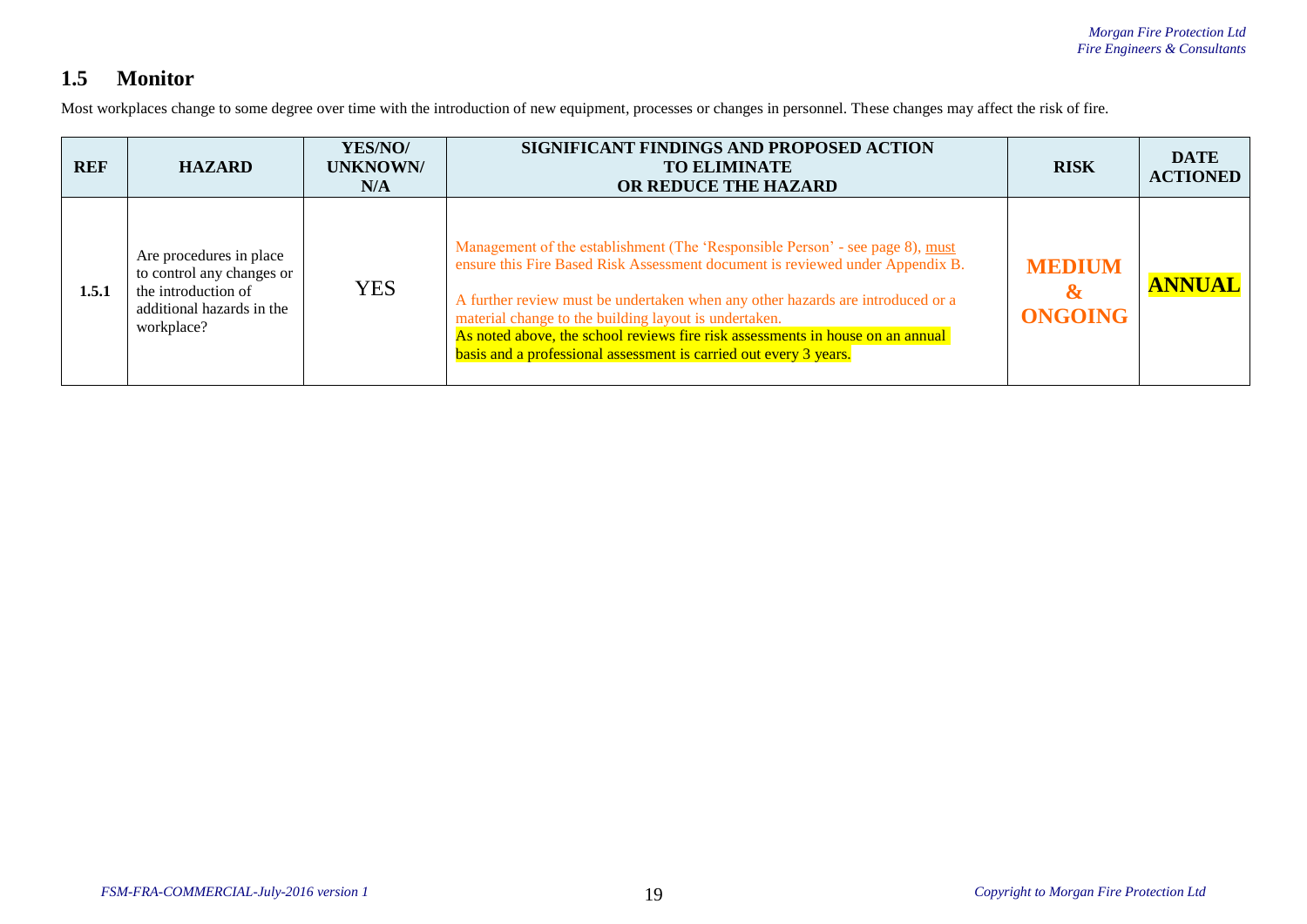## 1.5 Monitor

Most workplaces change to some degree over time with the introduction of new equipment, processes or changes in personnel. These changes may affect the risk of fire.

| REF | HAZARD | YES/NO/ UNKNOWN/ N/A | SIGNIFICANT FINDINGS AND PROPOSED ACTION TO ELIMINATE OR REDUCE THE HAZARD | RISK | DATE ACTIONED |
|---|---|---|---|---|---|
| **1.5.1** | Are procedures in place to control any changes or the introduction of additional hazards in the workplace? | YES | Management of the establishment (The 'Responsible Person' - see page 8), must ensure this Fire Based Risk Assessment document is reviewed under Appendix B.<br><br>A further review must be undertaken when any other hazards are introduced or a material change to the building layout is undertaken.<br>As noted above, the school reviews fire risk assessments in house on an annual basis and a professional assessment is carried out every 3 years. | **MEDIUM & ONGOING** | **ANNUAL** |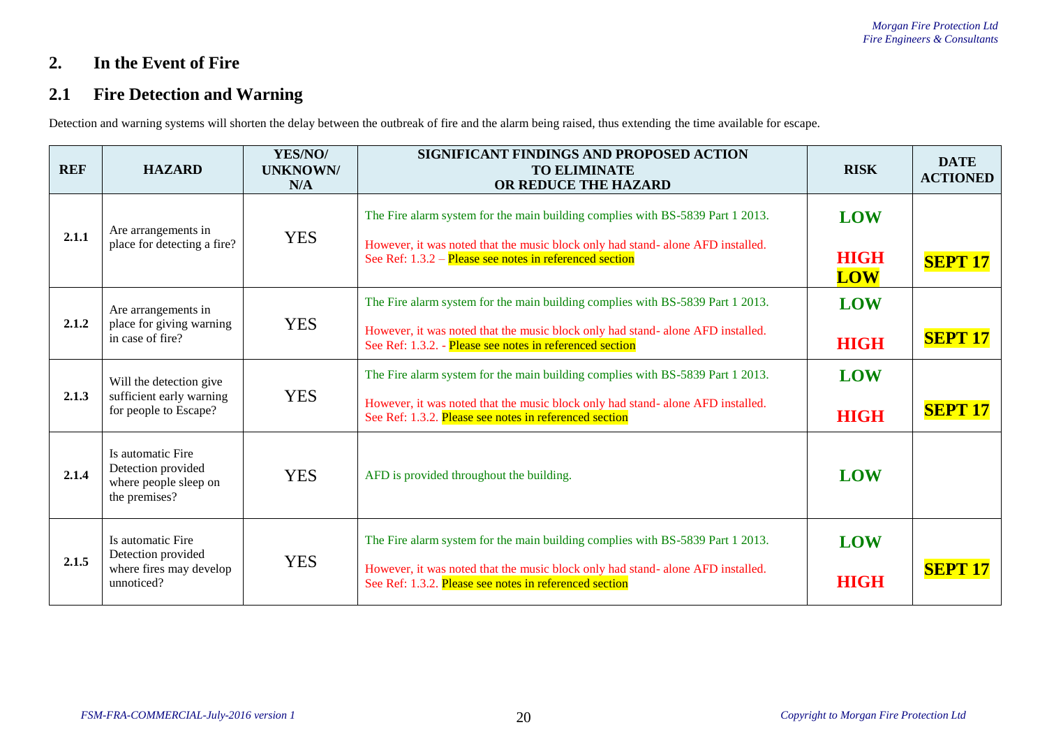## 2. In the Event of Fire

## 2.1 Fire Detection and Warning

Detection and warning systems will shorten the delay between the outbreak of fire and the alarm being raised, thus extending the time available for escape.

| REF | HAZARD | YES/NO/ UNKNOWN/ N/A | SIGNIFICANT FINDINGS AND PROPOSED ACTION TO ELIMINATE OR REDUCE THE HAZARD | RISK | DATE ACTIONED |
|---|---|---|---|---|---|
| 2.1.1 | Are arrangements in place for detecting a fire? | YES | The Fire alarm system for the main building complies with BS-5839 Part 1 2013.<br><br>However, it was noted that the music block only had stand- alone AFD installed. See Ref: 1.3.2 – Please see notes in referenced section | **LOW**<br><br>**HIGH**<br>**LOW** | **SEPT 17** |
| 2.1.2 | Are arrangements in place for giving warning in case of fire? | YES | The Fire alarm system for the main building complies with BS-5839 Part 1 2013.<br><br>However, it was noted that the music block only had stand- alone AFD installed. See Ref: 1.3.2. - Please see notes in referenced section | **LOW**<br><br>**HIGH** | **SEPT 17** |
| 2.1.3 | Will the detection give sufficient early warning for people to Escape? | YES | The Fire alarm system for the main building complies with BS-5839 Part 1 2013.<br><br>However, it was noted that the music block only had stand- alone AFD installed. See Ref: 1.3.2. Please see notes in referenced section | **LOW**<br><br>**HIGH** | **SEPT 17** |
| 2.1.4 | Is automatic Fire Detection provided where people sleep on the premises? | YES | AFD is provided throughout the building. | **LOW** | |
| 2.1.5 | Is automatic Fire Detection provided where fires may develop unnoticed? | YES | The Fire alarm system for the main building complies with BS-5839 Part 1 2013.<br><br>However, it was noted that the music block only had stand- alone AFD installed. See Ref: 1.3.2. Please see notes in referenced section | **LOW**<br><br>**HIGH** | **SEPT 17** |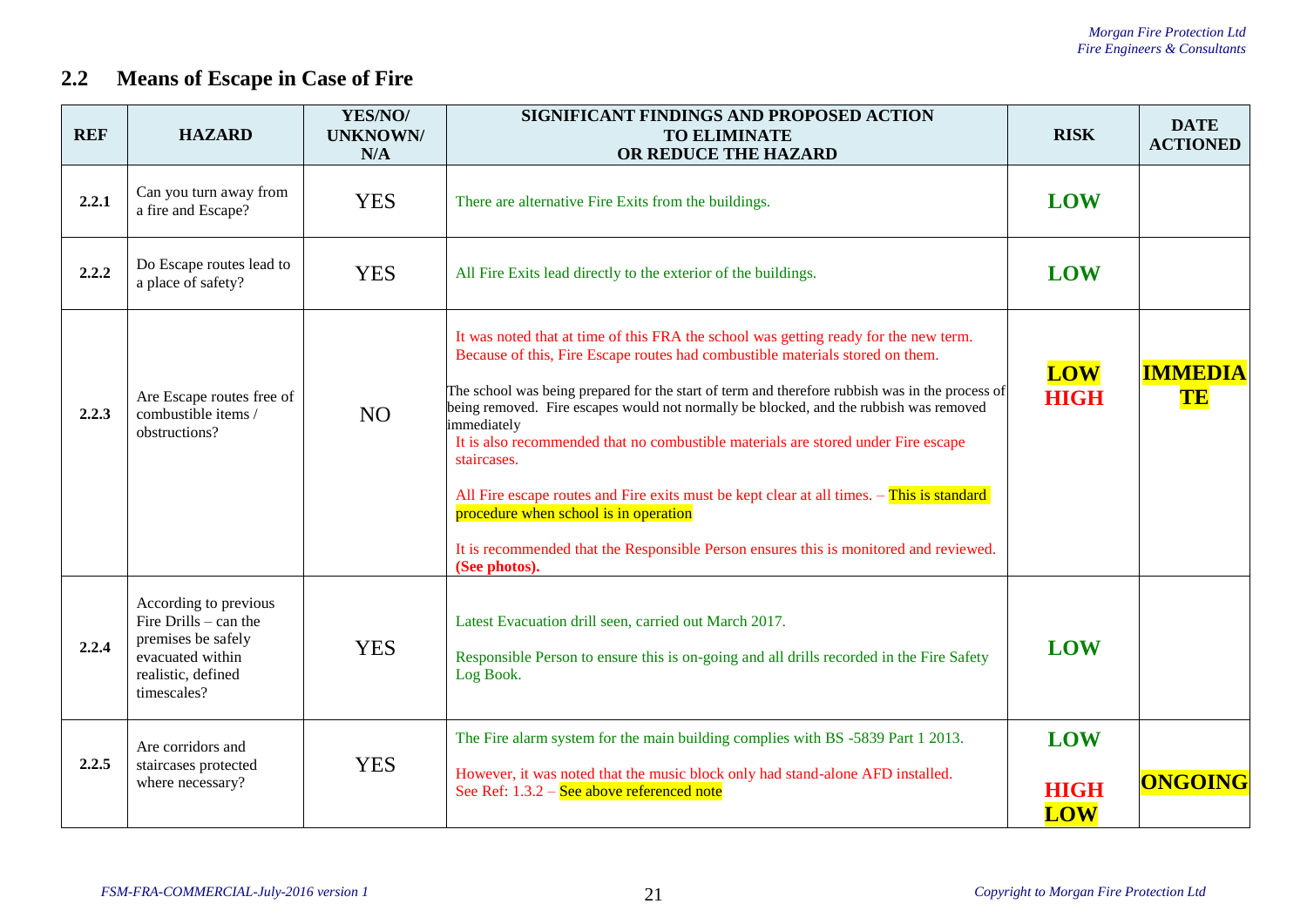## 2.2 Means of Escape in Case of Fire

| REF | HAZARD | YES/NO/ UNKNOWN/ N/A | SIGNIFICANT FINDINGS AND PROPOSED ACTION TO ELIMINATE OR REDUCE THE HAZARD | RISK | DATE ACTIONED |
|---|---|---|---|---|---|
| **2.2.1** | Can you turn away from a fire and Escape? | YES | There are alternative Fire Exits from the buildings. | **LOW** | |
| **2.2.2** | Do Escape routes lead to a place of safety? | YES | All Fire Exits lead directly to the exterior of the buildings. | **LOW** | |
| **2.2.3** | Are Escape routes free of combustible items / obstructions? | NO | It was noted that at time of this FRA the school was getting ready for the new term. Because of this, Fire Escape routes had combustible materials stored on them. <br><br> The school was being prepared for the start of term and therefore rubbish was in the process of being removed. Fire escapes would not normally be blocked, and the rubbish was removed immediately <br> It is also recommended that no combustible materials are stored under Fire escape staircases. <br><br> All Fire escape routes and Fire exits must be kept clear at all times. – This is standard procedure when school is in operation <br><br> It is recommended that the Responsible Person ensures this is monitored and reviewed. **(See photos).** | **LOW** <br> **HIGH** | **IMMEDIATE** |
| **2.2.4** | According to previous Fire Drills – can the premises be safely evacuated within realistic, defined timescales? | YES | Latest Evacuation drill seen, carried out March 2017. <br><br> Responsible Person to ensure this is on-going and all drills recorded in the Fire Safety Log Book. | **LOW** | |
| **2.2.5** | Are corridors and staircases protected where necessary? | YES | The Fire alarm system for the main building complies with BS -5839 Part 1 2013. <br><br> However, it was noted that the music block only had stand-alone AFD installed. See Ref: 1.3.2 – See above referenced note | **LOW** <br><br> **HIGH** <br> **LOW** | **ONGOING** |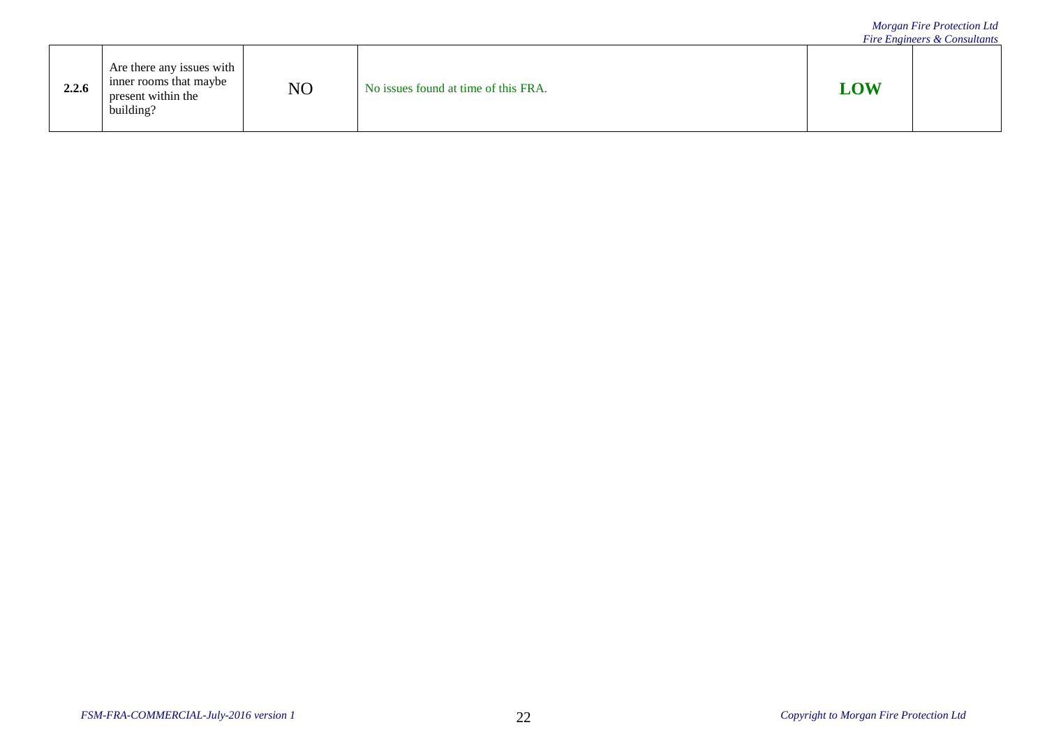| 2.2.6 | Are there any issues with inner rooms that maybe present within the building? | NO | No issues found at time of this FRA. | **LOW** | |
|---|---|---|---|---|---|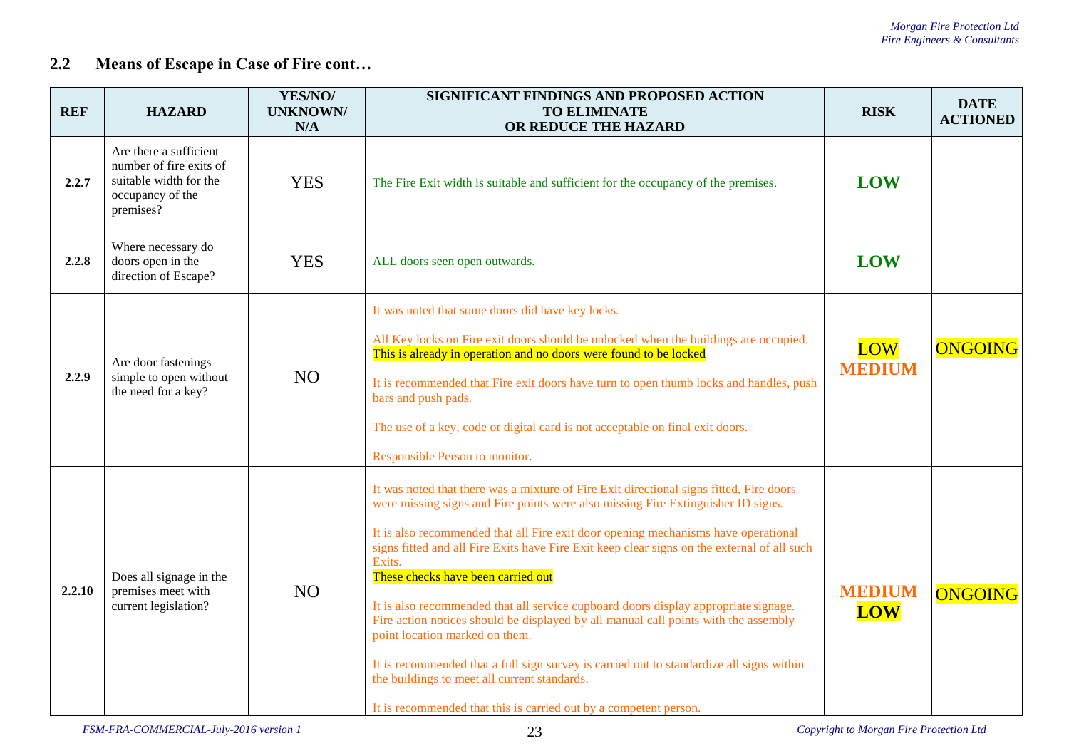## 2.2 Means of Escape in Case of Fire cont…

| REF | HAZARD | YES/NO/ UNKNOWN/ N/A | SIGNIFICANT FINDINGS AND PROPOSED ACTION TO ELIMINATE OR REDUCE THE HAZARD | RISK | DATE ACTIONED |
|---|---|---|---|---|---|
| **2.2.7** | Are there a sufficient number of fire exits of suitable width for the occupancy of the premises? | YES | The Fire Exit width is suitable and sufficient for the occupancy of the premises. | **LOW** | |
| **2.2.8** | Where necessary do doors open in the direction of Escape? | YES | ALL doors seen open outwards. | **LOW** | |
| **2.2.9** | Are door fastenings simple to open without the need for a key? | NO | It was noted that some doors did have key locks.<br><br>All Key locks on Fire exit doors should be unlocked when the buildings are occupied. This is already in operation and no doors were found to be locked<br><br>It is recommended that Fire exit doors have turn to open thumb locks and handles, push bars and push pads.<br><br>The use of a key, code or digital card is not acceptable on final exit doors.<br><br>Responsible Person to monitor. | LOW **MEDIUM** | ONGOING |
| **2.2.10** | Does all signage in the premises meet with current legislation? | NO | It was noted that there was a mixture of Fire Exit directional signs fitted, Fire doors were missing signs and Fire points were also missing Fire Extinguisher ID signs.<br><br>It is also recommended that all Fire exit door opening mechanisms have operational signs fitted and all Fire Exits have Fire Exit keep clear signs on the external of all such Exits.<br>These checks have been carried out<br><br>It is also recommended that all service cupboard doors display appropriate signage. Fire action notices should be displayed by all manual call points with the assembly point location marked on them.<br><br>It is recommended that a full sign survey is carried out to standardize all signs within the buildings to meet all current standards.<br><br>It is recommended that this is carried out by a competent person. | **MEDIUM** **LOW** | ONGOING |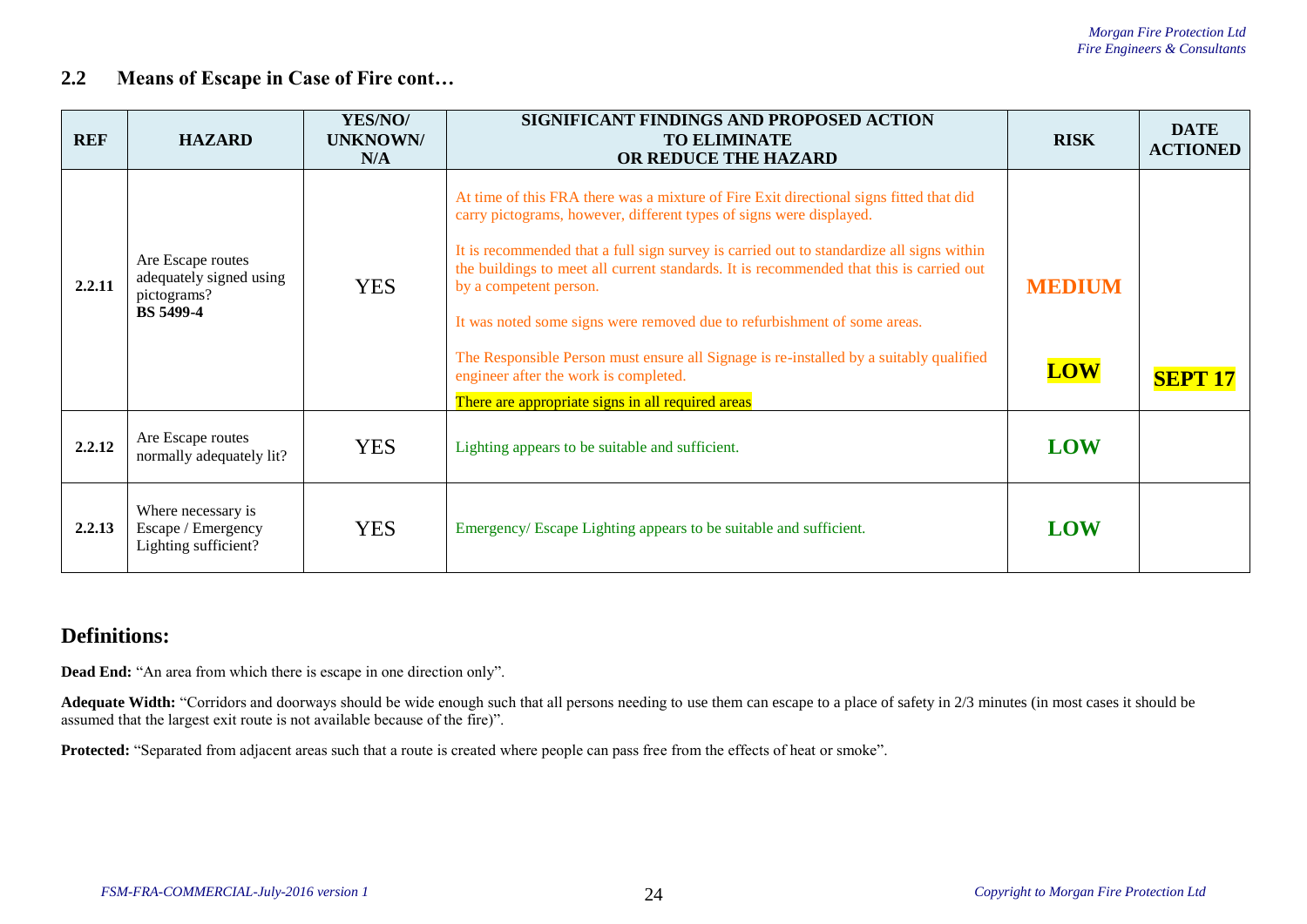## 2.2 Means of Escape in Case of Fire cont…

| REF | HAZARD | YES/NO/ UNKNOWN/ N/A | SIGNIFICANT FINDINGS AND PROPOSED ACTION TO ELIMINATE OR REDUCE THE HAZARD | RISK | DATE ACTIONED |
|---|---|---|---|---|---|
| 2.2.11 | Are Escape routes adequately signed using pictograms? **BS 5499-4** | YES | At time of this FRA there was a mixture of Fire Exit directional signs fitted that did carry pictograms, however, different types of signs were displayed.<br><br>It is recommended that a full sign survey is carried out to standardize all signs within the buildings to meet all current standards. It is recommended that this is carried out by a competent person.<br><br>It was noted some signs were removed due to refurbishment of some areas.<br><br>The Responsible Person must ensure all Signage is re-installed by a suitably qualified engineer after the work is completed.<br><br>There are appropriate signs in all required areas | **MEDIUM**<br><br>**LOW** | **SEPT 17** |
| 2.2.12 | Are Escape routes normally adequately lit? | YES | Lighting appears to be suitable and sufficient. | **LOW** | |
| 2.2.13 | Where necessary is Escape / Emergency Lighting sufficient? | YES | Emergency/ Escape Lighting appears to be suitable and sufficient. | **LOW** | |

## Definitions:

**Dead End:** "An area from which there is escape in one direction only".

**Adequate Width:** "Corridors and doorways should be wide enough such that all persons needing to use them can escape to a place of safety in 2/3 minutes (in most cases it should be assumed that the largest exit route is not available because of the fire)".

**Protected:** "Separated from adjacent areas such that a route is created where people can pass free from the effects of heat or smoke".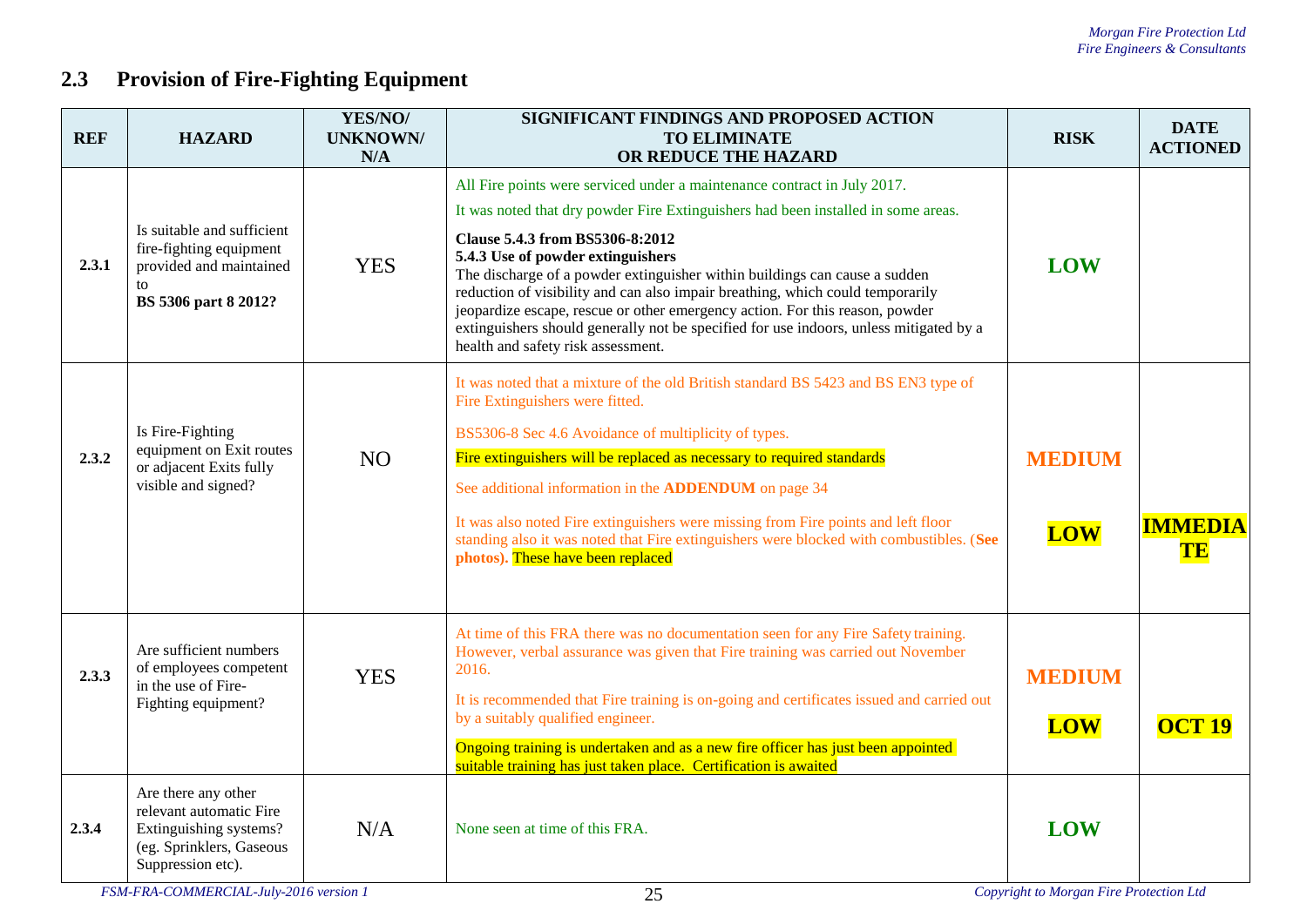## 2.3 Provision of Fire-Fighting Equipment

| REF | HAZARD | YES/NO/ UNKNOWN/ N/A | SIGNIFICANT FINDINGS AND PROPOSED ACTION TO ELIMINATE OR REDUCE THE HAZARD | RISK | DATE ACTIONED |
|---|---|---|---|---|---|
| **2.3.1** | Is suitable and sufficient fire-fighting equipment provided and maintained to **BS 5306 part 8 2012?** | YES | All Fire points were serviced under a maintenance contract in July 2017.<br><br>It was noted that dry powder Fire Extinguishers had been installed in some areas.<br><br>**Clause 5.4.3 from BS5306-8:2012**<br>**5.4.3 Use of powder extinguishers**<br>The discharge of a powder extinguisher within buildings can cause a sudden reduction of visibility and can also impair breathing, which could temporarily jeopardize escape, rescue or other emergency action. For this reason, powder extinguishers should generally not be specified for use indoors, unless mitigated by a health and safety risk assessment. | **LOW** | |
| **2.3.2** | Is Fire-Fighting equipment on Exit routes or adjacent Exits fully visible and signed? | NO | It was noted that a mixture of the old British standard BS 5423 and BS EN3 type of Fire Extinguishers were fitted.<br><br>BS5306-8 Sec 4.6 Avoidance of multiplicity of types.<br><br>Fire extinguishers will be replaced as necessary to required standards<br><br>See additional information in the **ADDENDUM** on page 34<br><br>It was also noted Fire extinguishers were missing from Fire points and left floor standing also it was noted that Fire extinguishers were blocked with combustibles. (**See photos**). These have been replaced | **MEDIUM**<br><br>**LOW** | **IMMEDIATE** |
| **2.3.3** | Are sufficient numbers of employees competent in the use of Fire-Fighting equipment? | YES | At time of this FRA there was no documentation seen for any Fire Safety training. However, verbal assurance was given that Fire training was carried out November 2016.<br><br>It is recommended that Fire training is on-going and certificates issued and carried out by a suitably qualified engineer.<br><br>Ongoing training is undertaken and as a new fire officer has just been appointed suitable training has just taken place. Certification is awaited | **MEDIUM**<br><br>**LOW** | **OCT 19** |
| **2.3.4** | Are there any other relevant automatic Fire Extinguishing systems? (eg. Sprinklers, Gaseous Suppression etc). | N/A | None seen at time of this FRA. | **LOW** | |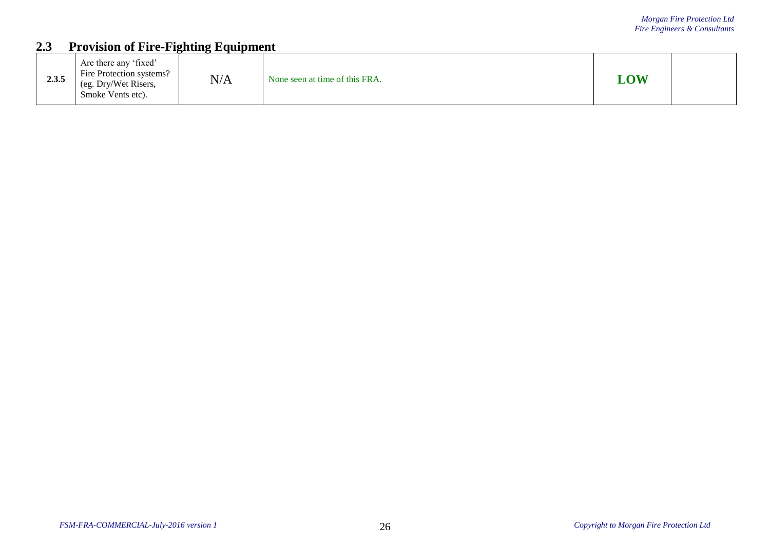## 2.3 Provision of Fire-Fighting Equipment

| | | | | | |
|---|---|---|---|---|---|
| **2.3.5** | Are there any 'fixed' Fire Protection systems? (eg. Dry/Wet Risers, Smoke Vents etc). | N/A | None seen at time of this FRA. | **LOW** | |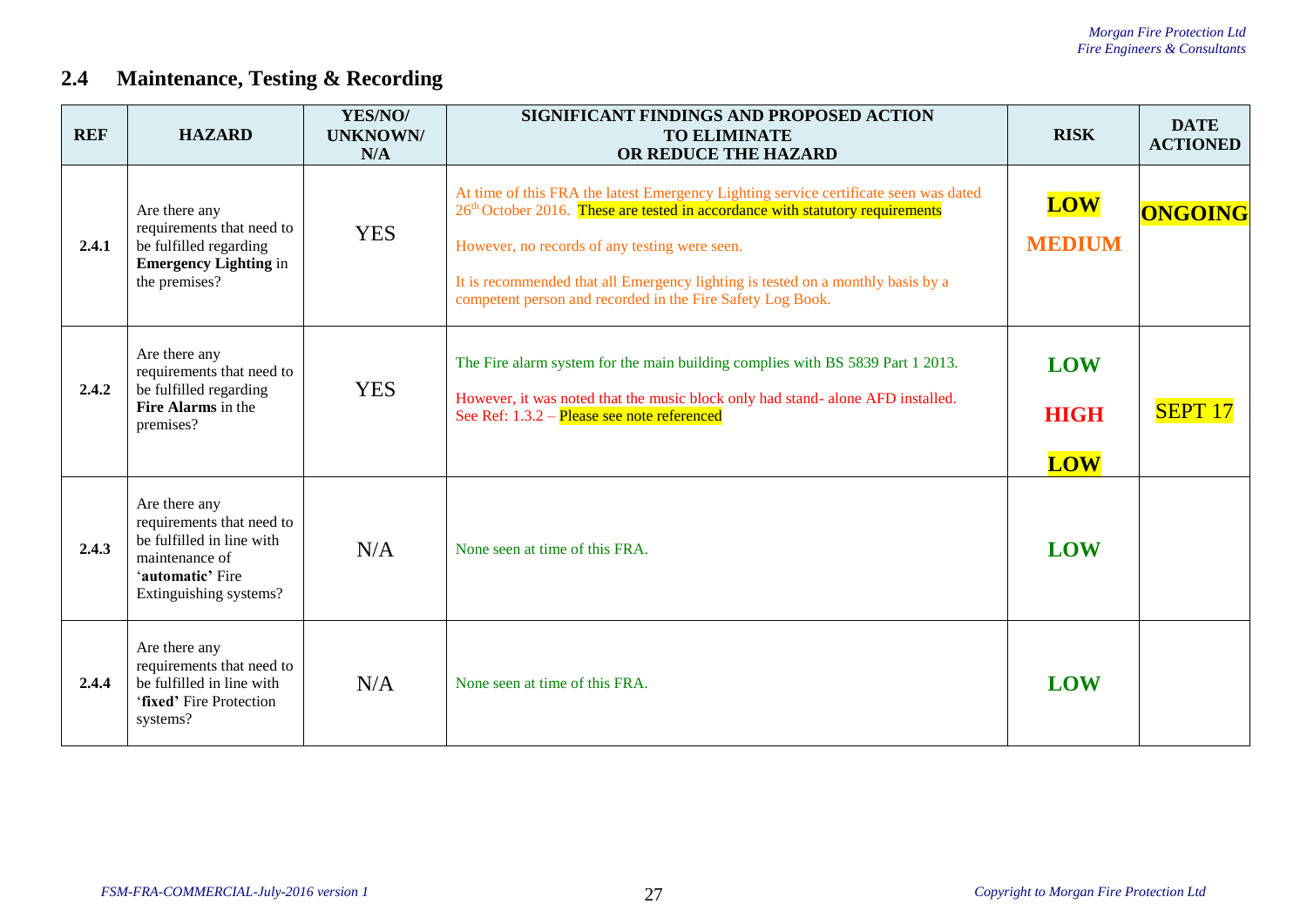## 2.4 Maintenance, Testing & Recording

| REF | HAZARD | YES/NO/ UNKNOWN/ N/A | SIGNIFICANT FINDINGS AND PROPOSED ACTION TO ELIMINATE OR REDUCE THE HAZARD | RISK | DATE ACTIONED |
|---|---|---|---|---|---|
| **2.4.1** | Are there any requirements that need to be fulfilled regarding **Emergency Lighting** in the premises? | YES | At time of this FRA the latest Emergency Lighting service certificate seen was dated 26th October 2016. These are tested in accordance with statutory requirements<br><br>However, no records of any testing were seen.<br><br>It is recommended that all Emergency lighting is tested on a monthly basis by a competent person and recorded in the Fire Safety Log Book. | **LOW**<br><br>**MEDIUM** | **ONGOING** |
| **2.4.2** | Are there any requirements that need to be fulfilled regarding **Fire Alarms** in the premises? | YES | The Fire alarm system for the main building complies with BS 5839 Part 1 2013.<br><br>However, it was noted that the music block only had stand- alone AFD installed. See Ref: 1.3.2 – Please see note referenced | **LOW**<br><br>**HIGH**<br><br>**LOW** | SEPT 17 |
| **2.4.3** | Are there any requirements that need to be fulfilled in line with maintenance of '**automatic**' Fire Extinguishing systems? | N/A | None seen at time of this FRA. | **LOW** | |
| **2.4.4** | Are there any requirements that need to be fulfilled in line with '**fixed**' Fire Protection systems? | N/A | None seen at time of this FRA. | **LOW** | |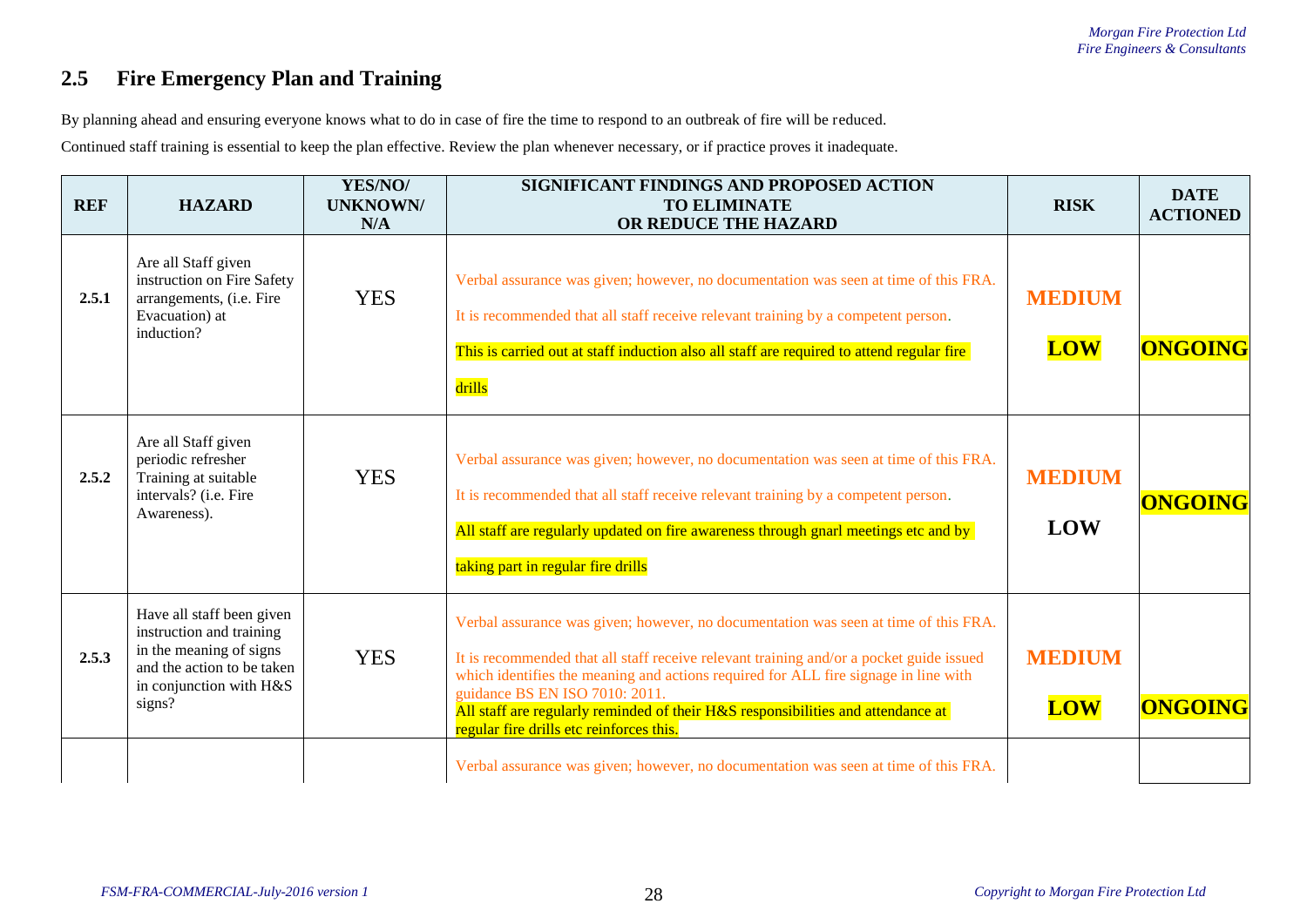## 2.5 Fire Emergency Plan and Training

By planning ahead and ensuring everyone knows what to do in case of fire the time to respond to an outbreak of fire will be reduced.

Continued staff training is essential to keep the plan effective. Review the plan whenever necessary, or if practice proves it inadequate.

| REF | HAZARD | YES/NO/ UNKNOWN/ N/A | SIGNIFICANT FINDINGS AND PROPOSED ACTION TO ELIMINATE OR REDUCE THE HAZARD | RISK | DATE ACTIONED |
|---|---|---|---|---|---|
| 2.5.1 | Are all Staff given instruction on Fire Safety arrangements, (i.e. Fire Evacuation) at induction? | YES | Verbal assurance was given; however, no documentation was seen at time of this FRA. It is recommended that all staff receive relevant training by a competent person. This is carried out at staff induction also all staff are required to attend regular fire drills | MEDIUM LOW | ONGOING |
| 2.5.2 | Are all Staff given periodic refresher Training at suitable intervals? (i.e. Fire Awareness). | YES | Verbal assurance was given; however, no documentation was seen at time of this FRA. It is recommended that all staff receive relevant training by a competent person. All staff are regularly updated on fire awareness through gnarl meetings etc and by taking part in regular fire drills | MEDIUM LOW | ONGOING |
| 2.5.3 | Have all staff been given instruction and training in the meaning of signs and the action to be taken in conjunction with H&S signs? | YES | Verbal assurance was given; however, no documentation was seen at time of this FRA. It is recommended that all staff receive relevant training and/or a pocket guide issued which identifies the meaning and actions required for ALL fire signage in line with guidance BS EN ISO 7010: 2011. All staff are regularly reminded of their H&S responsibilities and attendance at regular fire drills etc reinforces this. | MEDIUM LOW | ONGOING |
| | | | Verbal assurance was given; however, no documentation was seen at time of this FRA. | | |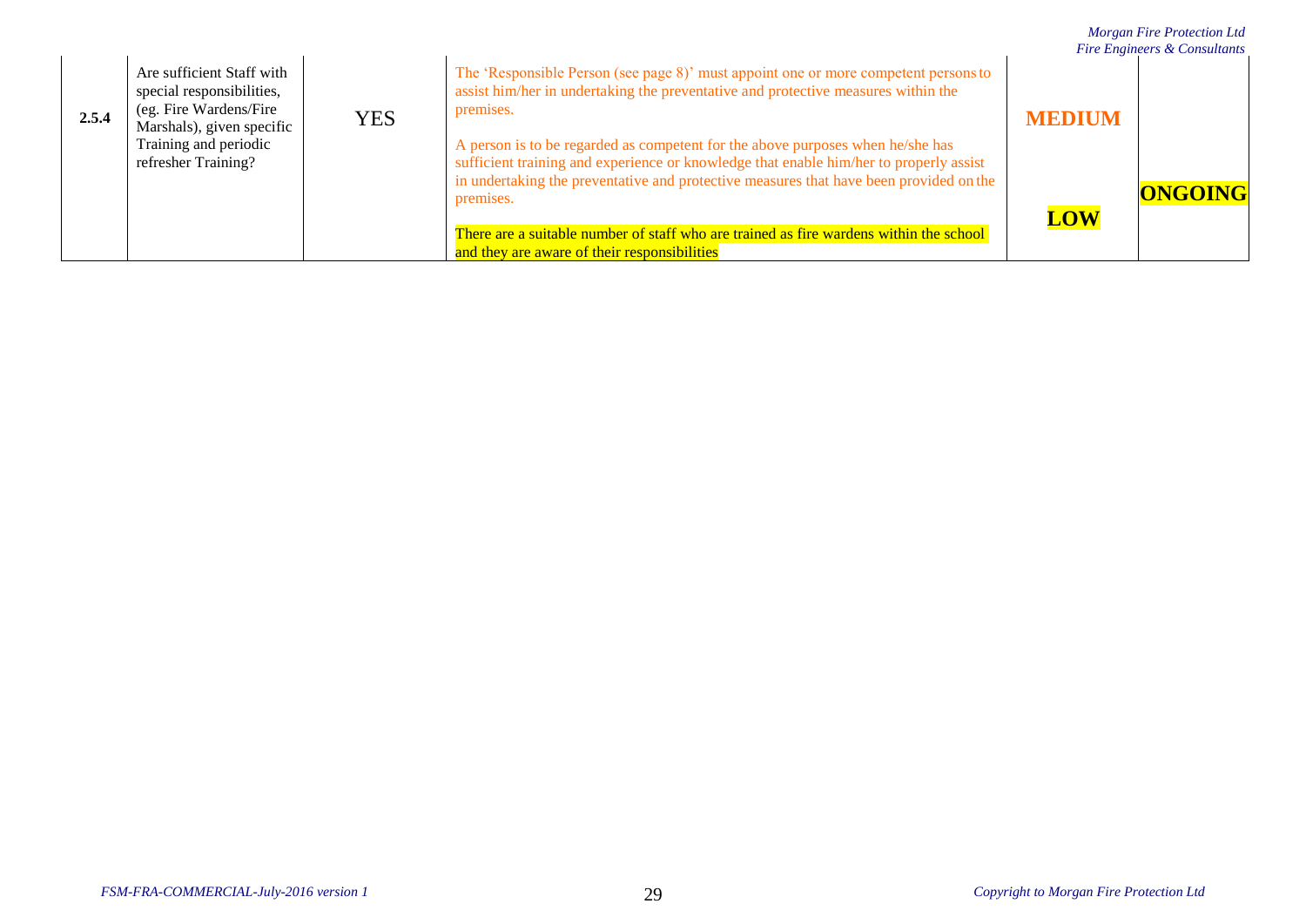| 2.5.4 | Are sufficient Staff with special responsibilities, (eg. Fire Wardens/Fire Marshals), given specific Training and periodic refresher Training? | YES | The 'Responsible Person (see page 8)' must appoint one or more competent persons to assist him/her in undertaking the preventative and protective measures within the premises.<br><br>A person is to be regarded as competent for the above purposes when he/she has sufficient training and experience or knowledge that enable him/her to properly assist in undertaking the preventative and protective measures that have been provided on the premises.<br><br>There are a suitable number of staff who are trained as fire wardens within the school and they are aware of their responsibilities | **MEDIUM**<br><br>**LOW** | **ONGOING** |
|---|---|---|---|---|---|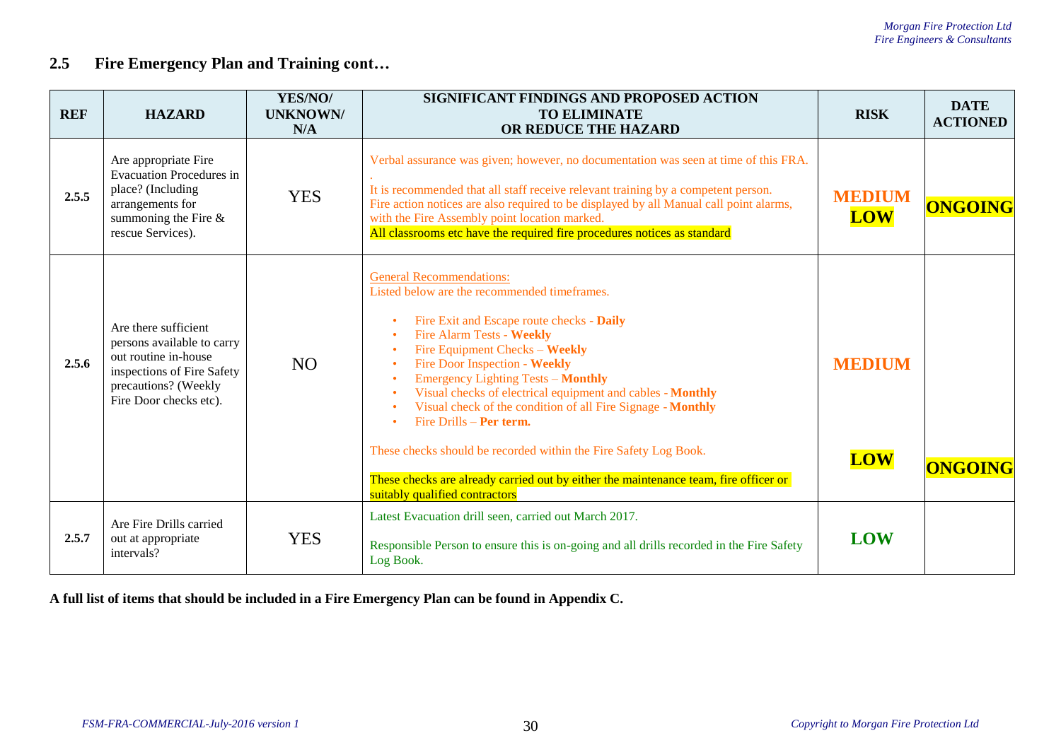## 2.5 Fire Emergency Plan and Training cont…

| REF | HAZARD | YES/NO/ UNKNOWN/ N/A | SIGNIFICANT FINDINGS AND PROPOSED ACTION TO ELIMINATE OR REDUCE THE HAZARD | RISK | DATE ACTIONED |
|---|---|---|---|---|---|
| 2.5.5 | Are appropriate Fire Evacuation Procedures in place? (Including arrangements for summoning the Fire & rescue Services). | YES | Verbal assurance was given; however, no documentation was seen at time of this FRA. . It is recommended that all staff receive relevant training by a competent person. Fire action notices are also required to be displayed by all Manual call point alarms, with the Fire Assembly point location marked. All classrooms etc have the required fire procedures notices as standard | MEDIUM LOW | ONGOING |
| 2.5.6 | Are there sufficient persons available to carry out routine in-house inspections of Fire Safety precautions? (Weekly Fire Door checks etc). | NO | General Recommendations: Listed below are the recommended timeframes. <br>• Fire Exit and Escape route checks - **Daily** <br>• Fire Alarm Tests - **Weekly** <br>• Fire Equipment Checks – **Weekly** <br>• Fire Door Inspection - **Weekly** <br>• Emergency Lighting Tests – **Monthly** <br>• Visual checks of electrical equipment and cables - **Monthly** <br>• Visual check of the condition of all Fire Signage - **Monthly** <br>• Fire Drills – **Per term.** <br>These checks should be recorded within the Fire Safety Log Book. <br>These checks are already carried out by either the maintenance team, fire officer or suitably qualified contractors | MEDIUM LOW | ONGOING |
| 2.5.7 | Are Fire Drills carried out at appropriate intervals? | YES | Latest Evacuation drill seen, carried out March 2017. Responsible Person to ensure this is on-going and all drills recorded in the Fire Safety Log Book. | LOW | |

**A full list of items that should be included in a Fire Emergency Plan can be found in Appendix C.**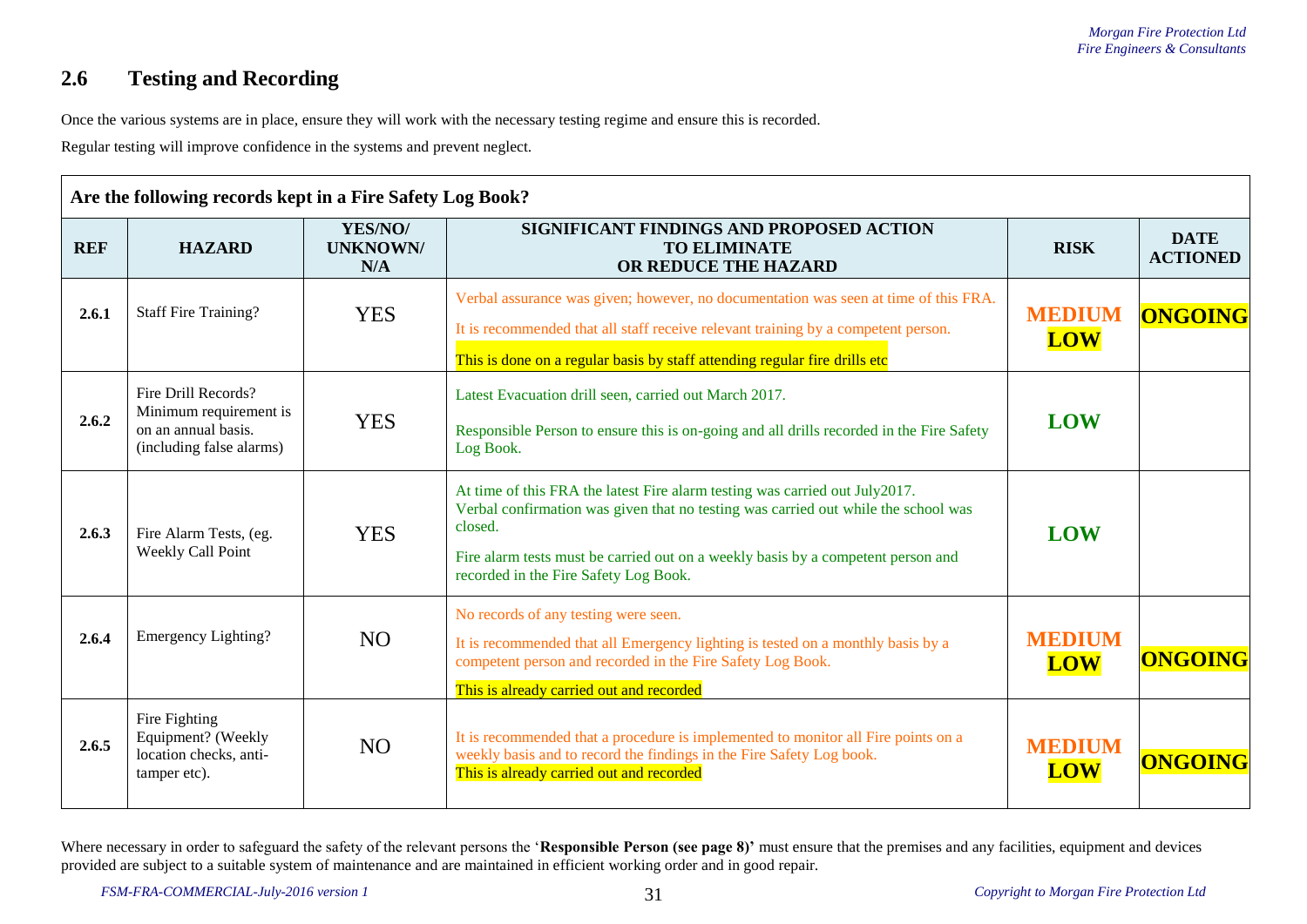## 2.6 Testing and Recording

Once the various systems are in place, ensure they will work with the necessary testing regime and ensure this is recorded.

Regular testing will improve confidence in the systems and prevent neglect.

**Are the following records kept in a Fire Safety Log Book?**

| REF | HAZARD | YES/NO/ UNKNOWN/ N/A | SIGNIFICANT FINDINGS AND PROPOSED ACTION TO ELIMINATE OR REDUCE THE HAZARD | RISK | DATE ACTIONED |
|---|---|---|---|---|---|
| **2.6.1** | Staff Fire Training? | YES | Verbal assurance was given; however, no documentation was seen at time of this FRA.<br>It is recommended that all staff receive relevant training by a competent person.<br>This is done on a regular basis by staff attending regular fire drills etc | **MEDIUM** **LOW** | **ONGOING** |
| **2.6.2** | Fire Drill Records? Minimum requirement is on an annual basis. (including false alarms) | YES | Latest Evacuation drill seen, carried out March 2017.<br>Responsible Person to ensure this is on-going and all drills recorded in the Fire Safety Log Book. | **LOW** | |
| **2.6.3** | Fire Alarm Tests, (eg. Weekly Call Point | YES | At time of this FRA the latest Fire alarm testing was carried out July2017.<br>Verbal confirmation was given that no testing was carried out while the school was closed.<br>Fire alarm tests must be carried out on a weekly basis by a competent person and recorded in the Fire Safety Log Book. | **LOW** | |
| **2.6.4** | Emergency Lighting? | NO | No records of any testing were seen.<br>It is recommended that all Emergency lighting is tested on a monthly basis by a competent person and recorded in the Fire Safety Log Book.<br>This is already carried out and recorded | **MEDIUM** **LOW** | **ONGOING** |
| **2.6.5** | Fire Fighting Equipment? (Weekly location checks, anti-tamper etc). | NO | It is recommended that a procedure is implemented to monitor all Fire points on a weekly basis and to record the findings in the Fire Safety Log book.<br>This is already carried out and recorded | **MEDIUM** **LOW** | **ONGOING** |

Where necessary in order to safeguard the safety of the relevant persons the '**Responsible Person (see page 8)'** must ensure that the premises and any facilities, equipment and devices provided are subject to a suitable system of maintenance and are maintained in efficient working order and in good repair.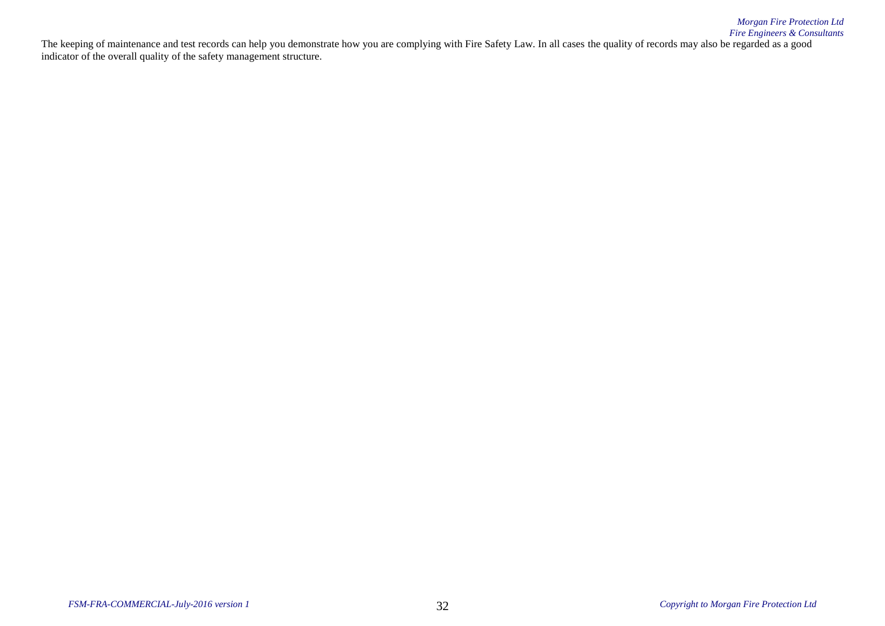The keeping of maintenance and test records can help you demonstrate how you are complying with Fire Safety Law. In all cases the quality of records may also be regarded as a good indicator of the overall quality of the safety management structure.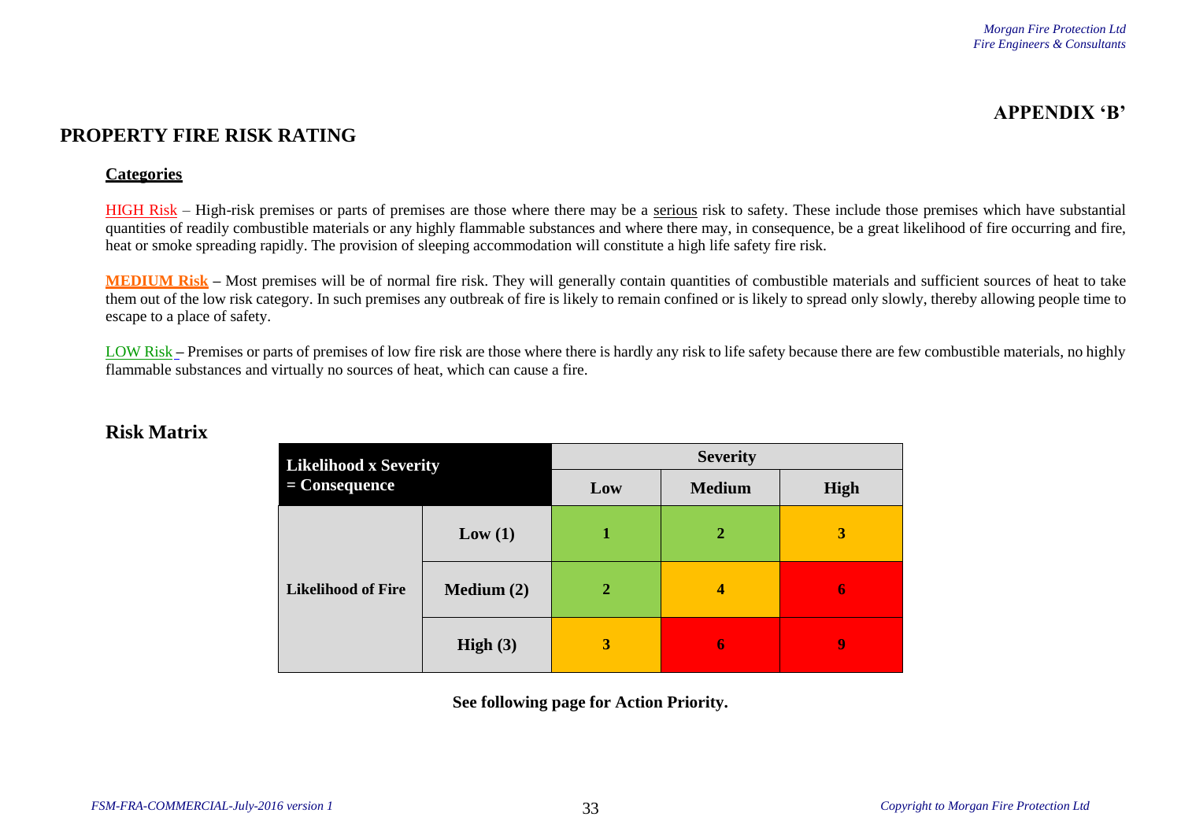## APPENDIX 'B'

# PROPERTY FIRE RISK RATING

### Categories

HIGH Risk – High-risk premises or parts of premises are those where there may be a serious risk to safety. These include those premises which have substantial quantities of readily combustible materials or any highly flammable substances and where there may, in consequence, be a great likelihood of fire occurring and fire, heat or smoke spreading rapidly. The provision of sleeping accommodation will constitute a high life safety fire risk.

**MEDIUM Risk** – Most premises will be of normal fire risk. They will generally contain quantities of combustible materials and sufficient sources of heat to take them out of the low risk category. In such premises any outbreak of fire is likely to remain confined or is likely to spread only slowly, thereby allowing people time to escape to a place of safety.

LOW Risk – Premises or parts of premises of low fire risk are those where there is hardly any risk to life safety because there are few combustible materials, no highly flammable substances and virtually no sources of heat, which can cause a fire.

## Risk Matrix

| Likelihood x Severity = Consequence | | Severity | | |
|---|---|---|---|---|
| | | **Low** | **Medium** | **High** |
| **Likelihood of Fire** | **Low (1)** | **1** | **2** | **3** |
| | **Medium (2)** | **2** | **4** | **6** |
| | **High (3)** | **3** | **6** | **9** |

**See following page for Action Priority.**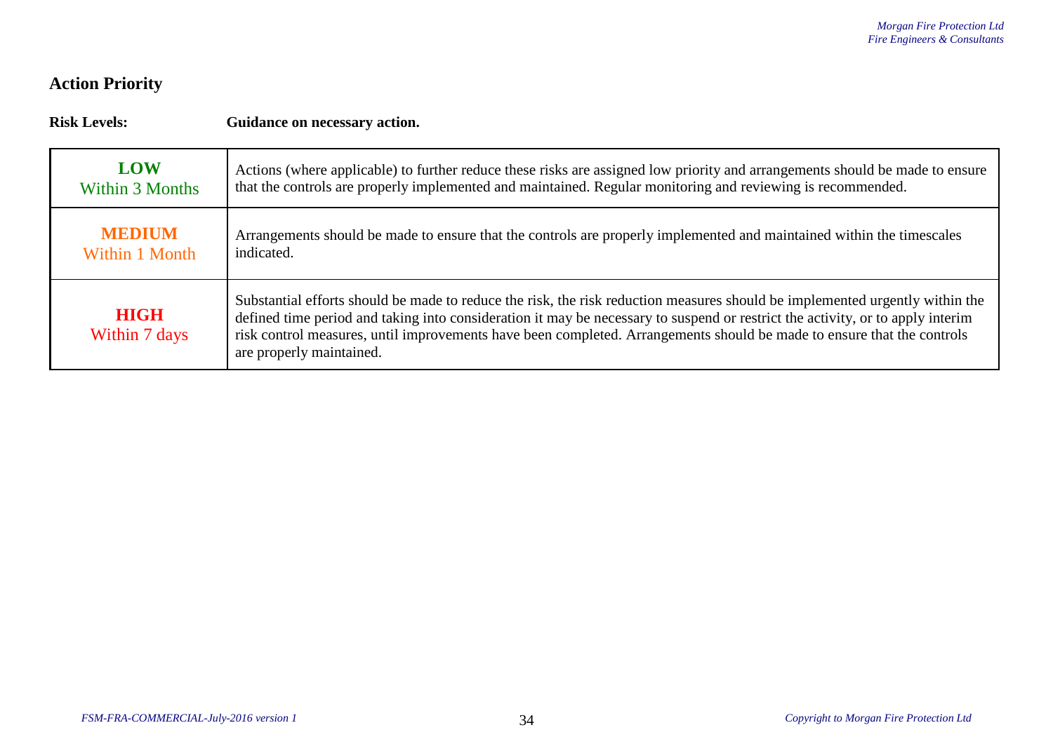## Action Priority

| **Risk Levels:** | **Guidance on necessary action.** |
|---|---|
| **LOW** Within 3 Months | Actions (where applicable) to further reduce these risks are assigned low priority and arrangements should be made to ensure that the controls are properly implemented and maintained. Regular monitoring and reviewing is recommended. |
| **MEDIUM** Within 1 Month | Arrangements should be made to ensure that the controls are properly implemented and maintained within the timescales indicated. |
| **HIGH** Within 7 days | Substantial efforts should be made to reduce the risk, the risk reduction measures should be implemented urgently within the defined time period and taking into consideration it may be necessary to suspend or restrict the activity, or to apply interim risk control measures, until improvements have been completed. Arrangements should be made to ensure that the controls are properly maintained. |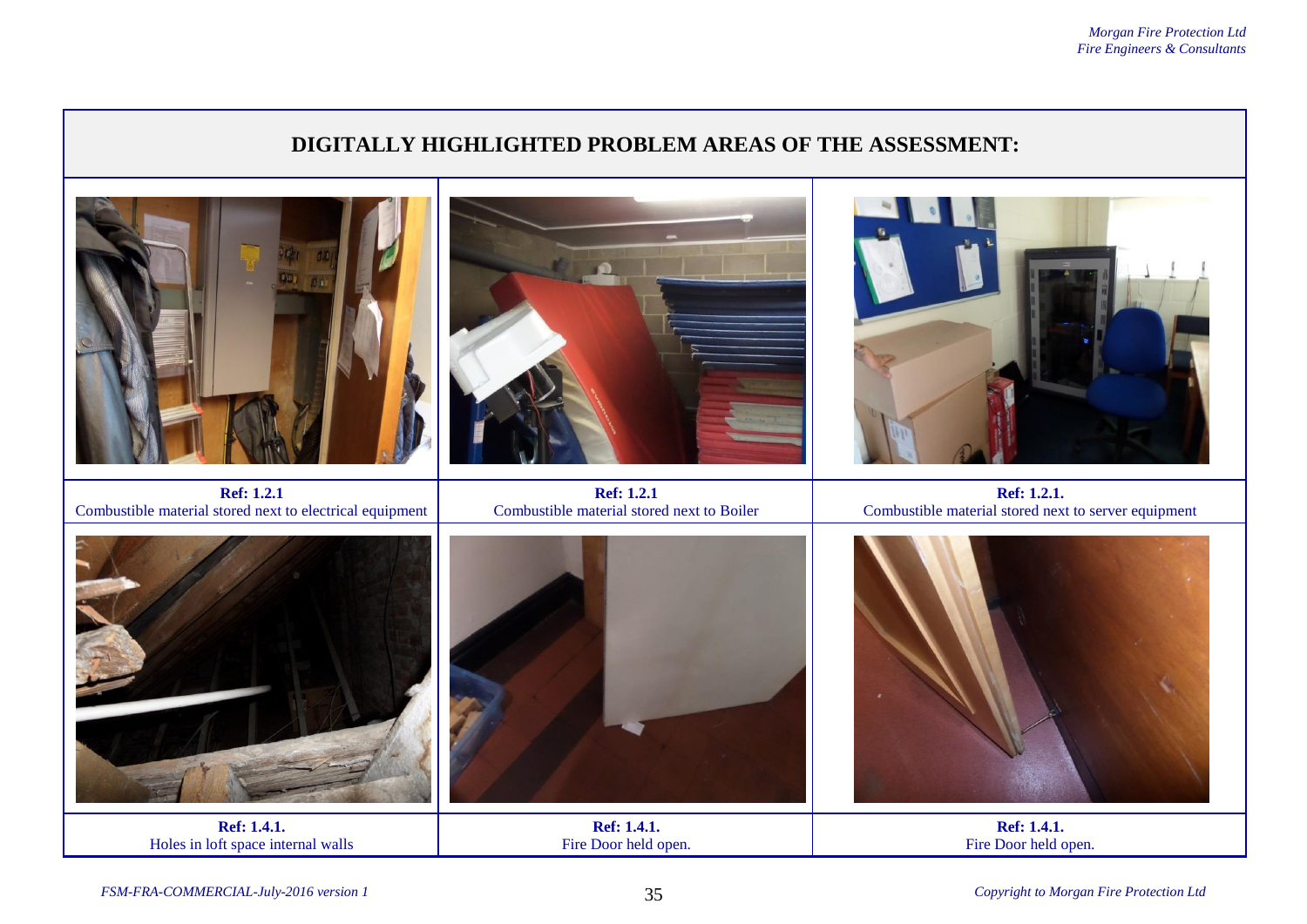## DIGITALLY HIGHLIGHTED PROBLEM AREAS OF THE ASSESSMENT:

| | | |
|---|---|---|
| **Ref: 1.2.1**<br>Combustible material stored next to electrical equipment | **Ref: 1.2.1**<br>Combustible material stored next to Boiler | **Ref: 1.2.1.**<br>Combustible material stored next to server equipment |
| **Ref: 1.4.1.**<br>Holes in loft space internal walls | **Ref: 1.4.1.**<br>Fire Door held open. | **Ref: 1.4.1.**<br>Fire Door held open. |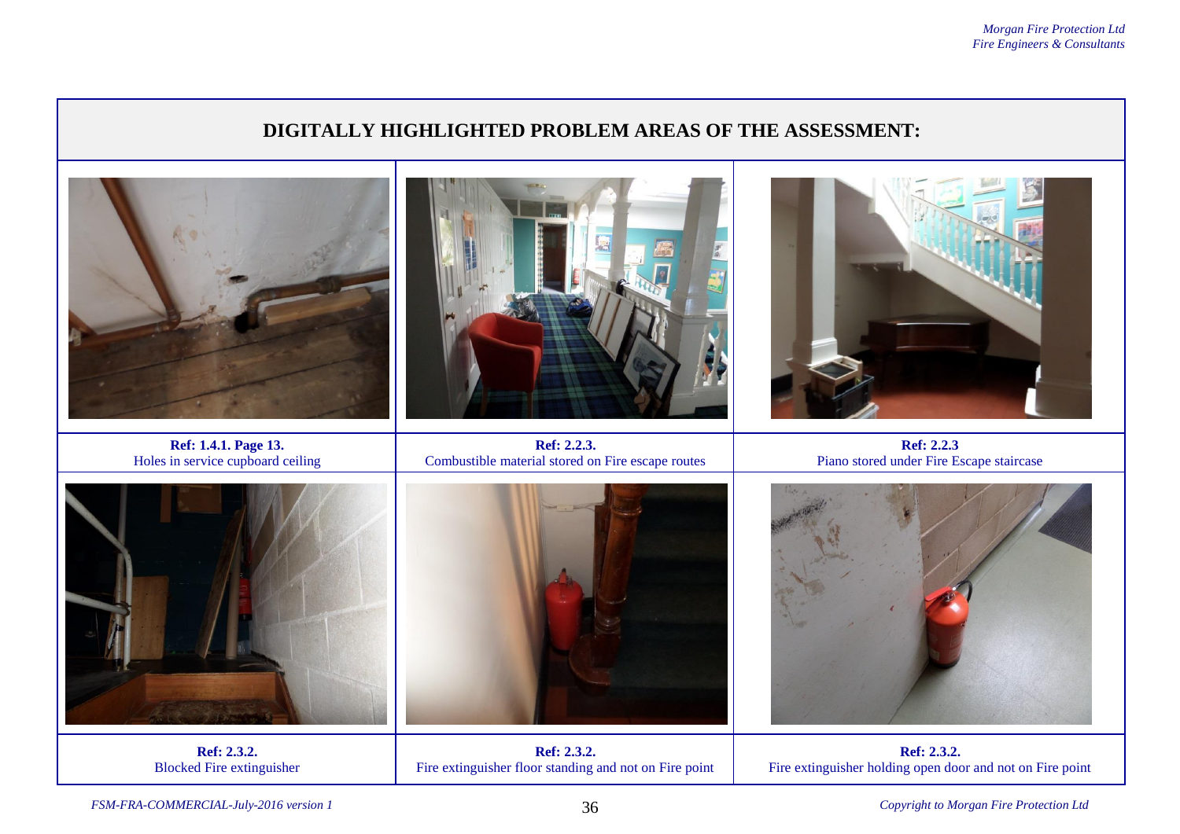## DIGITALLY HIGHLIGHTED PROBLEM AREAS OF THE ASSESSMENT:

| | | |
|---|---|---|
| **Ref: 1.4.1. Page 13.**<br>Holes in service cupboard ceiling | **Ref: 2.2.3.**<br>Combustible material stored on Fire escape routes | **Ref: 2.2.3**<br>Piano stored under Fire Escape staircase |
| **Ref: 2.3.2.**<br>Blocked Fire extinguisher | **Ref: 2.3.2.**<br>Fire extinguisher floor standing and not on Fire point | **Ref: 2.3.2.**<br>Fire extinguisher holding open door and not on Fire point |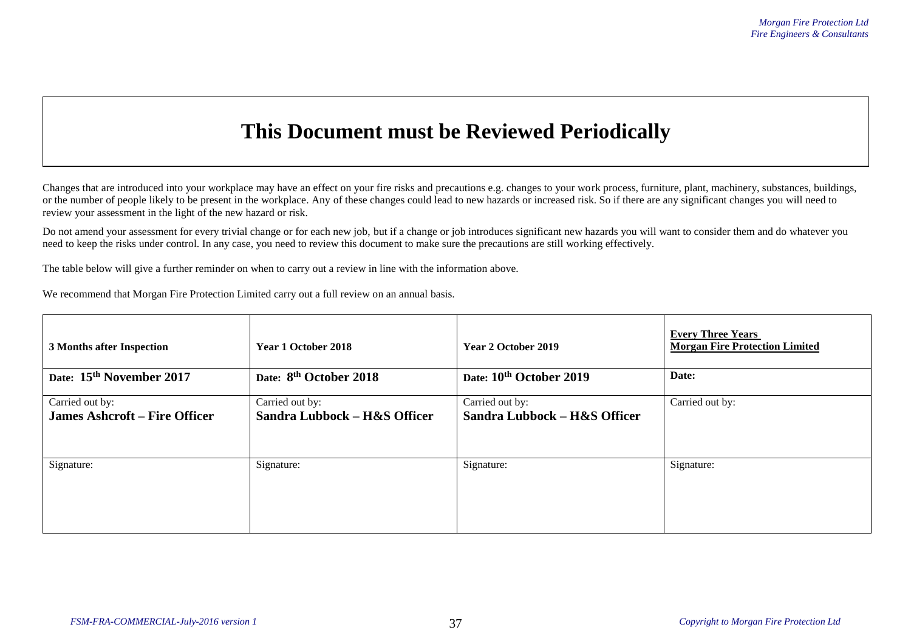# This Document must be Reviewed Periodically

Changes that are introduced into your workplace may have an effect on your fire risks and precautions e.g. changes to your work process, furniture, plant, machinery, substances, buildings, or the number of people likely to be present in the workplace. Any of these changes could lead to new hazards or increased risk. So if there are any significant changes you will need to review your assessment in the light of the new hazard or risk.

Do not amend your assessment for every trivial change or for each new job, but if a change or job introduces significant new hazards you will want to consider them and do whatever you need to keep the risks under control. In any case, you need to review this document to make sure the precautions are still working effectively.

The table below will give a further reminder on when to carry out a review in line with the information above.

We recommend that Morgan Fire Protection Limited carry out a full review on an annual basis.

| **3 Months after Inspection** | **Year 1 October 2018** | **Year 2 October 2019** | **Every Three Years Morgan Fire Protection Limited** |
|---|---|---|---|
| Date: **15th November 2017** | Date: **8th October 2018** | Date: **10th October 2019** | **Date:** |
| Carried out by: **James Ashcroft – Fire Officer** | Carried out by: **Sandra Lubbock – H&S Officer** | Carried out by: **Sandra Lubbock – H&S Officer** | Carried out by: |
| Signature: | Signature: | Signature: | Signature: |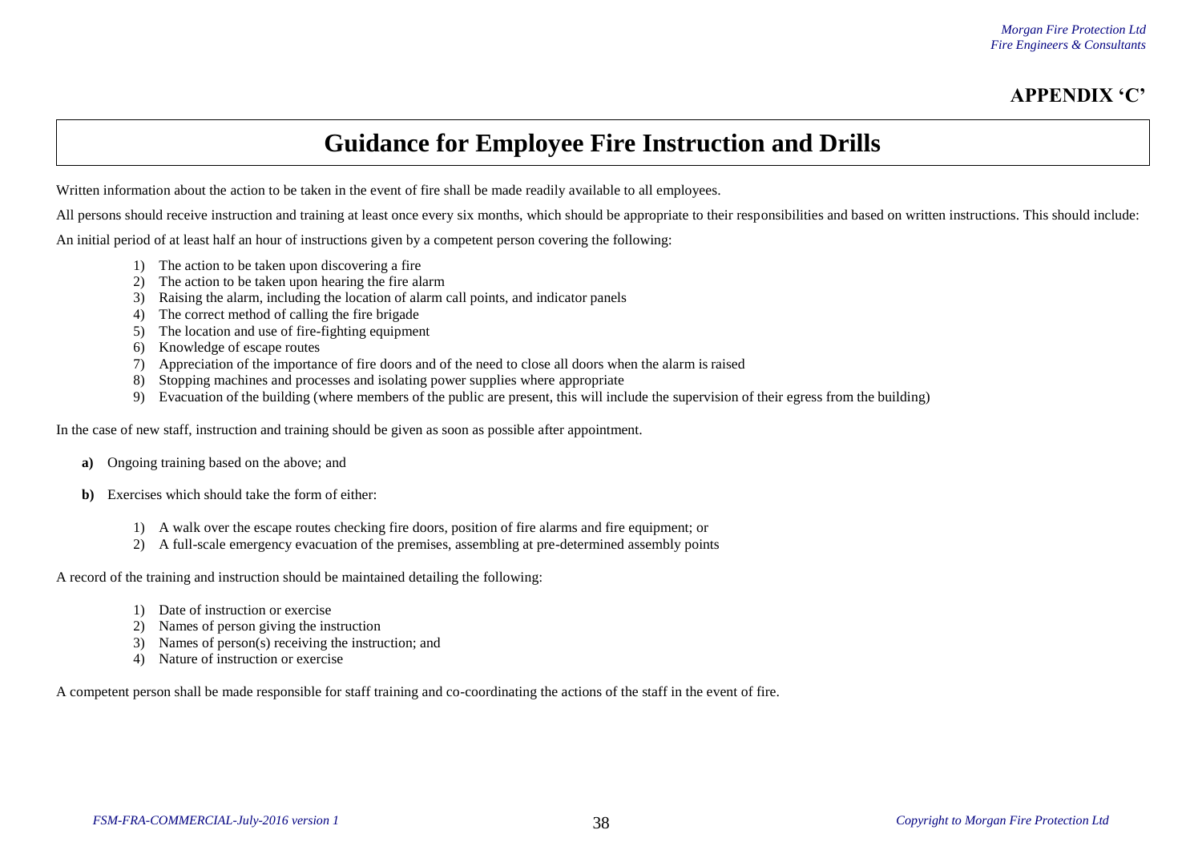## APPENDIX 'C'

# Guidance for Employee Fire Instruction and Drills

Written information about the action to be taken in the event of fire shall be made readily available to all employees.

All persons should receive instruction and training at least once every six months, which should be appropriate to their responsibilities and based on written instructions. This should include:

An initial period of at least half an hour of instructions given by a competent person covering the following:

1) The action to be taken upon discovering a fire
2) The action to be taken upon hearing the fire alarm
3) Raising the alarm, including the location of alarm call points, and indicator panels
4) The correct method of calling the fire brigade
5) The location and use of fire-fighting equipment
6) Knowledge of escape routes
7) Appreciation of the importance of fire doors and of the need to close all doors when the alarm is raised
8) Stopping machines and processes and isolating power supplies where appropriate
9) Evacuation of the building (where members of the public are present, this will include the supervision of their egress from the building)

In the case of new staff, instruction and training should be given as soon as possible after appointment.

**a)** Ongoing training based on the above; and

**b)** Exercises which should take the form of either:

1) A walk over the escape routes checking fire doors, position of fire alarms and fire equipment; or
2) A full-scale emergency evacuation of the premises, assembling at pre-determined assembly points

A record of the training and instruction should be maintained detailing the following:

1) Date of instruction or exercise
2) Names of person giving the instruction
3) Names of person(s) receiving the instruction; and
4) Nature of instruction or exercise

A competent person shall be made responsible for staff training and co-coordinating the actions of the staff in the event of fire.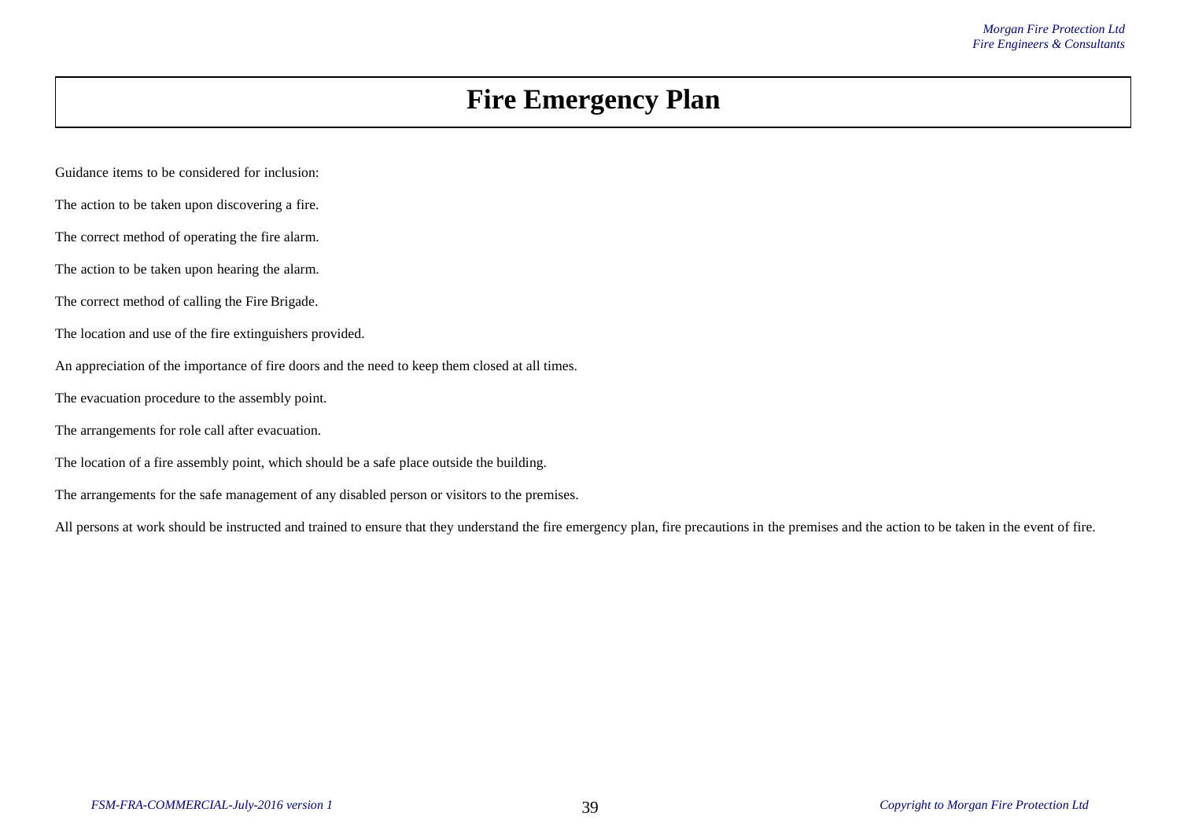# Fire Emergency Plan

Guidance items to be considered for inclusion:

The action to be taken upon discovering a fire.

The correct method of operating the fire alarm.

The action to be taken upon hearing the alarm.

The correct method of calling the Fire Brigade.

The location and use of the fire extinguishers provided.

An appreciation of the importance of fire doors and the need to keep them closed at all times.

The evacuation procedure to the assembly point.

The arrangements for role call after evacuation.

The location of a fire assembly point, which should be a safe place outside the building.

The arrangements for the safe management of any disabled person or visitors to the premises.

All persons at work should be instructed and trained to ensure that they understand the fire emergency plan, fire precautions in the premises and the action to be taken in the event of fire.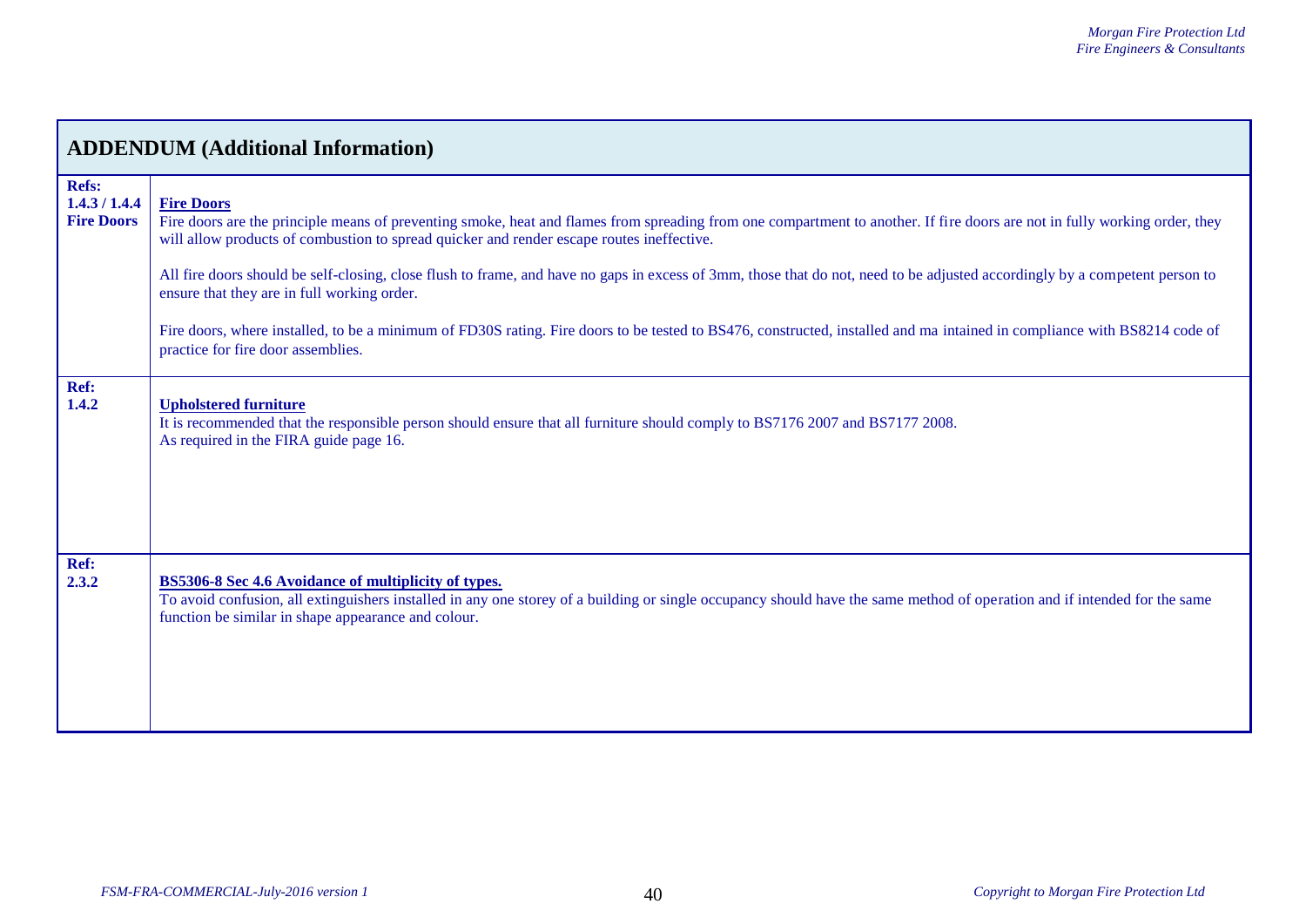## ADDENDUM (Additional Information)

| | |
|---|---|
| **Refs: 1.4.3 / 1.4.4 Fire Doors** | **Fire Doors**<br>Fire doors are the principle means of preventing smoke, heat and flames from spreading from one compartment to another. If fire doors are not in fully working order, they will allow products of combustion to spread quicker and render escape routes ineffective.<br><br>All fire doors should be self-closing, close flush to frame, and have no gaps in excess of 3mm, those that do not, need to be adjusted accordingly by a competent person to ensure that they are in full working order.<br><br>Fire doors, where installed, to be a minimum of FD30S rating. Fire doors to be tested to BS476, constructed, installed and ma intained in compliance with BS8214 code of practice for fire door assemblies. |
| **Ref: 1.4.2** | **Upholstered furniture**<br>It is recommended that the responsible person should ensure that all furniture should comply to BS7176 2007 and BS7177 2008.<br>As required in the FIRA guide page 16. |
| **Ref: 2.3.2** | **BS5306-8 Sec 4.6 Avoidance of multiplicity of types.**<br>To avoid confusion, all extinguishers installed in any one storey of a building or single occupancy should have the same method of operation and if intended for the same function be similar in shape appearance and colour. |